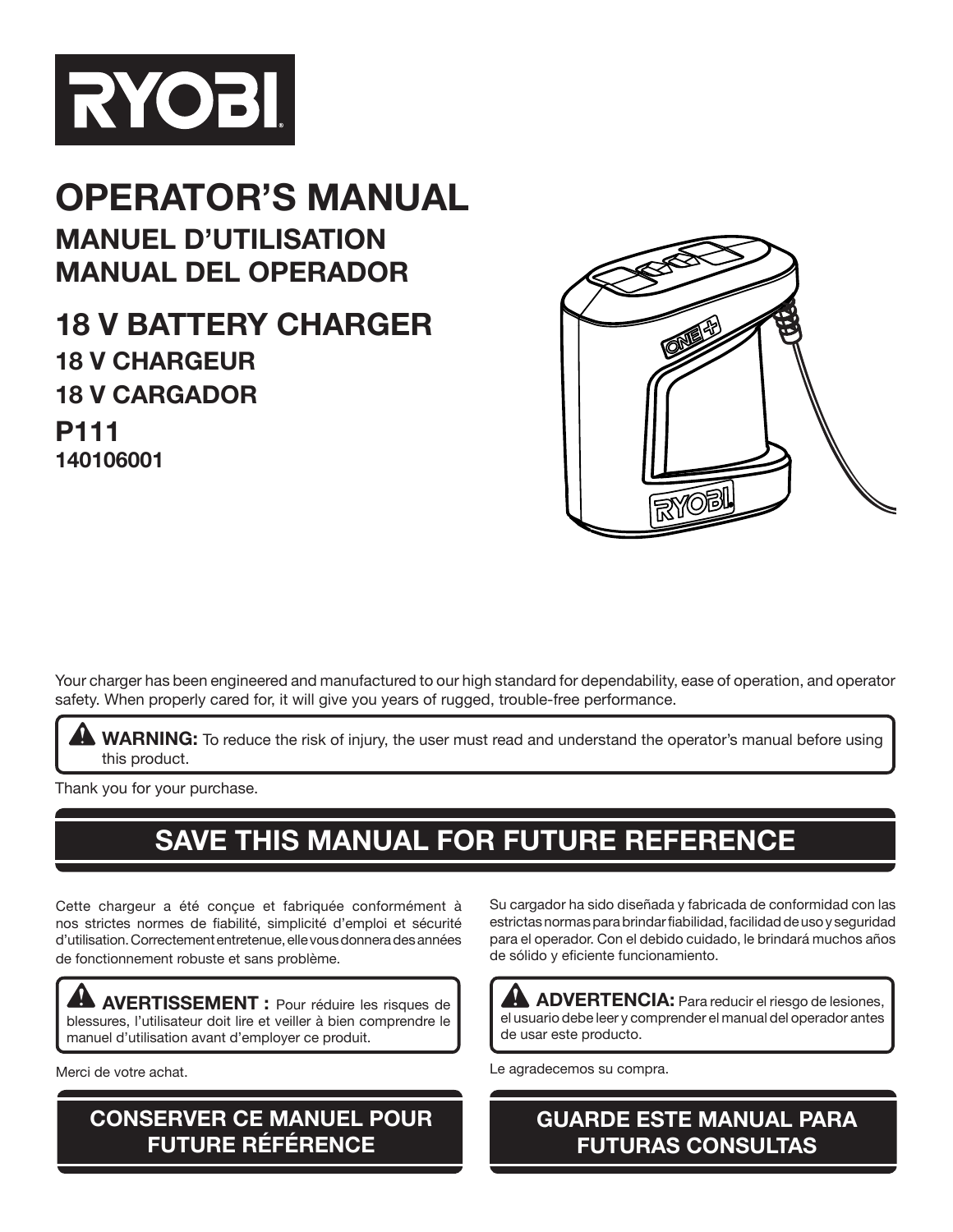RYOBI

# OPERATOR'S MANUAL
## MANUEL D'UTILISATION
## MANUAL DEL OPERADOR

# 18 V BATTERY CHARGER
## 18 V CHARGEUR
## 18 V CARGADOR
## P111
**140106001**

Your charger has been engineered and manufactured to our high standard for dependability, ease of operation, and operator safety. When properly cared for, it will give you years of rugged, trouble-free performance.

> **WARNING:** To reduce the risk of injury, the user must read and understand the operator's manual before using this product.

Thank you for your purchase.

## SAVE THIS MANUAL FOR FUTURE REFERENCE

Cette chargeur a été conçue et fabriquée conformément à nos strictes normes de fiabilité, simplicité d'emploi et sécurité d'utilisation. Correctement entretenue, elle vous donnera des années de fonctionnement robuste et sans problème.

> **AVERTISSEMENT :** Pour réduire les risques de blessures, l'utilisateur doit lire et veiller à bien comprendre le manuel d'utilisation avant d'employer ce produit.

Merci de votre achat.

## CONSERVER CE MANUEL POUR FUTURE RÉFÉRENCE

Su cargador ha sido diseñada y fabricada de conformidad con las estrictas normas para brindar fiabilidad, facilidad de uso y seguridad para el operador. Con el debido cuidado, le brindará muchos años de sólido y eficiente funcionamiento.

> **ADVERTENCIA:** Para reducir el riesgo de lesiones, el usuario debe leer y comprender el manual del operador antes de usar este producto.

Le agradecemos su compra.

## GUARDE ESTE MANUAL PARA FUTURAS CONSULTAS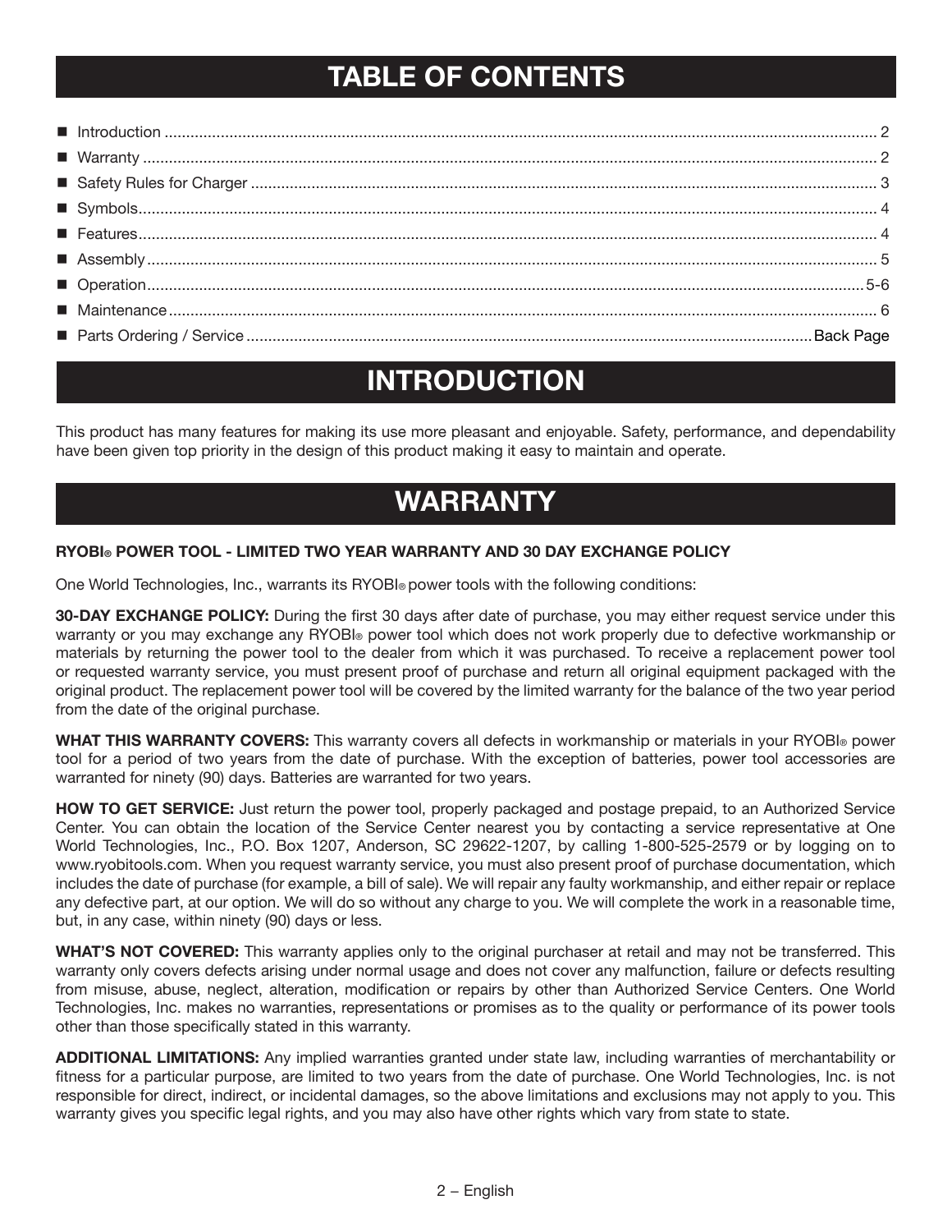# TABLE OF CONTENTS

- Introduction .................................................................................................... 2
- Warranty ........................................................................................................ 2
- Safety Rules for Charger ................................................................................ 3
- Symbols.......................................................................................................... 4
- Features.......................................................................................................... 4
- Assembly ....................................................................................................... 5
- Operation..................................................................................................... 5-6
- Maintenance .................................................................................................. 6
- Parts Ordering / Service ....................................................................... Back Page

# INTRODUCTION

This product has many features for making its use more pleasant and enjoyable. Safety, performance, and dependability have been given top priority in the design of this product making it easy to maintain and operate.

# WARRANTY

**RYOBI® POWER TOOL - LIMITED TWO YEAR WARRANTY AND 30 DAY EXCHANGE POLICY**

One World Technologies, Inc., warrants its RYOBI® power tools with the following conditions:

**30-DAY EXCHANGE POLICY:** During the first 30 days after date of purchase, you may either request service under this warranty or you may exchange any RYOBI® power tool which does not work properly due to defective workmanship or materials by returning the power tool to the dealer from which it was purchased. To receive a replacement power tool or requested warranty service, you must present proof of purchase and return all original equipment packaged with the original product. The replacement power tool will be covered by the limited warranty for the balance of the two year period from the date of the original purchase.

**WHAT THIS WARRANTY COVERS:** This warranty covers all defects in workmanship or materials in your RYOBI® power tool for a period of two years from the date of purchase. With the exception of batteries, power tool accessories are warranted for ninety (90) days. Batteries are warranted for two years.

**HOW TO GET SERVICE:** Just return the power tool, properly packaged and postage prepaid, to an Authorized Service Center. You can obtain the location of the Service Center nearest you by contacting a service representative at One World Technologies, Inc., P.O. Box 1207, Anderson, SC 29622-1207, by calling 1-800-525-2579 or by logging on to www.ryobitools.com. When you request warranty service, you must also present proof of purchase documentation, which includes the date of purchase (for example, a bill of sale). We will repair any faulty workmanship, and either repair or replace any defective part, at our option. We will do so without any charge to you. We will complete the work in a reasonable time, but, in any case, within ninety (90) days or less.

**WHAT'S NOT COVERED:** This warranty applies only to the original purchaser at retail and may not be transferred. This warranty only covers defects arising under normal usage and does not cover any malfunction, failure or defects resulting from misuse, abuse, neglect, alteration, modification or repairs by other than Authorized Service Centers. One World Technologies, Inc. makes no warranties, representations or promises as to the quality or performance of its power tools other than those specifically stated in this warranty.

**ADDITIONAL LIMITATIONS:** Any implied warranties granted under state law, including warranties of merchantability or fitness for a particular purpose, are limited to two years from the date of purchase. One World Technologies, Inc. is not responsible for direct, indirect, or incidental damages, so the above limitations and exclusions may not apply to you. This warranty gives you specific legal rights, and you may also have other rights which vary from state to state.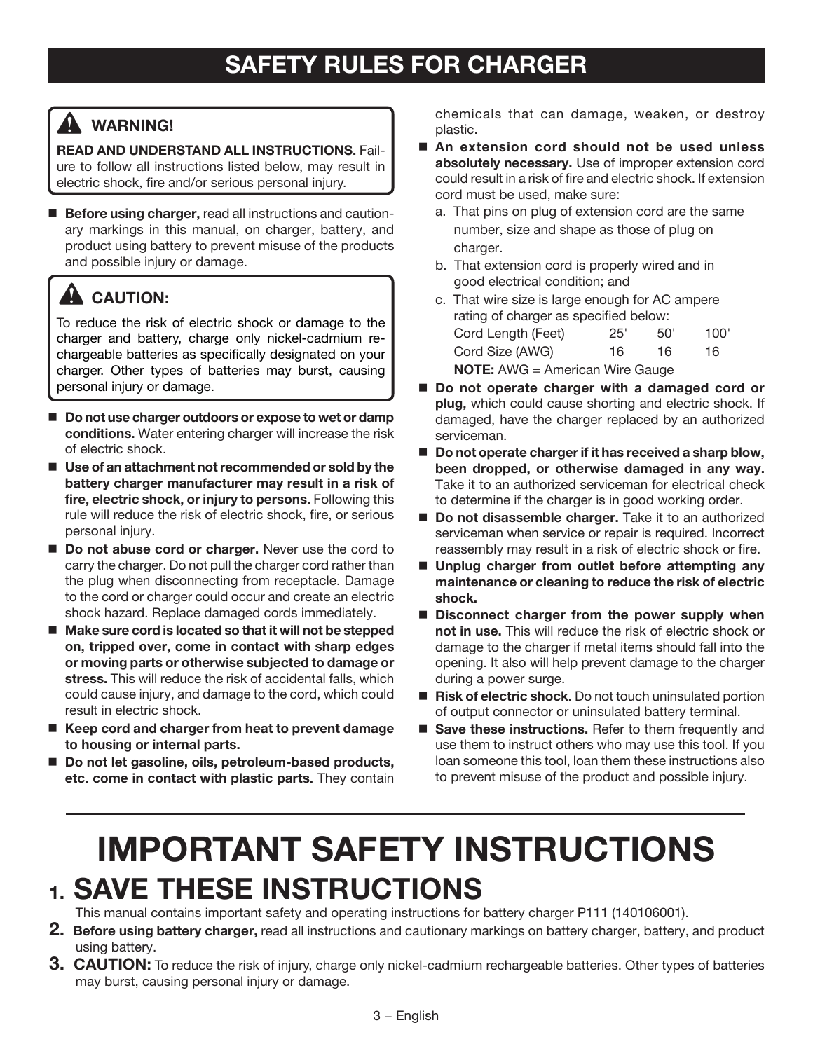# SAFETY RULES FOR CHARGER

> ⚠ **WARNING!**
>
> **READ AND UNDERSTAND ALL INSTRUCTIONS.** Failure to follow all instructions listed below, may result in electric shock, fire and/or serious personal injury.

- **Before using charger,** read all instructions and cautionary markings in this manual, on charger, battery, and product using battery to prevent misuse of the products and possible injury or damage.

> ⚠ **CAUTION:**
>
> To reduce the risk of electric shock or damage to the charger and battery, charge only nickel-cadmium rechargeable batteries as specifically designated on your charger. Other types of batteries may burst, causing personal injury or damage.

- **Do not use charger outdoors or expose to wet or damp conditions.** Water entering charger will increase the risk of electric shock.
- **Use of an attachment not recommended or sold by the battery charger manufacturer may result in a risk of fire, electric shock, or injury to persons.** Following this rule will reduce the risk of electric shock, fire, or serious personal injury.
- **Do not abuse cord or charger.** Never use the cord to carry the charger. Do not pull the charger cord rather than the plug when disconnecting from receptacle. Damage to the cord or charger could occur and create an electric shock hazard. Replace damaged cords immediately.
- **Make sure cord is located so that it will not be stepped on, tripped over, come in contact with sharp edges or moving parts or otherwise subjected to damage or stress.** This will reduce the risk of accidental falls, which could cause injury, and damage to the cord, which could result in electric shock.
- **Keep cord and charger from heat to prevent damage to housing or internal parts.**
- **Do not let gasoline, oils, petroleum-based products, etc. come in contact with plastic parts.** They contain chemicals that can damage, weaken, or destroy plastic.
- **An extension cord should not be used unless absolutely necessary.** Use of improper extension cord could result in a risk of fire and electric shock. If extension cord must be used, make sure:
  a. That pins on plug of extension cord are the same number, size and shape as those of plug on charger.
  b. That extension cord is properly wired and in good electrical condition; and
  c. That wire size is large enough for AC ampere rating of charger as specified below:

  | Cord Length (Feet) | 25' | 50' | 100' |
  |---|---|---|---|
  | Cord Size (AWG) | 16 | 16 | 16 |

  **NOTE:** AWG = American Wire Gauge
- **Do not operate charger with a damaged cord or plug,** which could cause shorting and electric shock. If damaged, have the charger replaced by an authorized serviceman.
- **Do not operate charger if it has received a sharp blow, been dropped, or otherwise damaged in any way.** Take it to an authorized serviceman for electrical check to determine if the charger is in good working order.
- **Do not disassemble charger.** Take it to an authorized serviceman when service or repair is required. Incorrect reassembly may result in a risk of electric shock or fire.
- **Unplug charger from outlet before attempting any maintenance or cleaning to reduce the risk of electric shock.**
- **Disconnect charger from the power supply when not in use.** This will reduce the risk of electric shock or damage to the charger if metal items should fall into the opening. It also will help prevent damage to the charger during a power surge.
- **Risk of electric shock.** Do not touch uninsulated portion of output connector or uninsulated battery terminal.
- **Save these instructions.** Refer to them frequently and use them to instruct others who may use this tool. If you loan someone this tool, loan them these instructions also to prevent misuse of the product and possible injury.

# IMPORTANT SAFETY INSTRUCTIONS

## 1. SAVE THESE INSTRUCTIONS

This manual contains important safety and operating instructions for battery charger P111 (140106001).

**2. Before using battery charger,** read all instructions and cautionary markings on battery charger, battery, and product using battery.

**3. CAUTION:** To reduce the risk of injury, charge only nickel-cadmium rechargeable batteries. Other types of batteries may burst, causing personal injury or damage.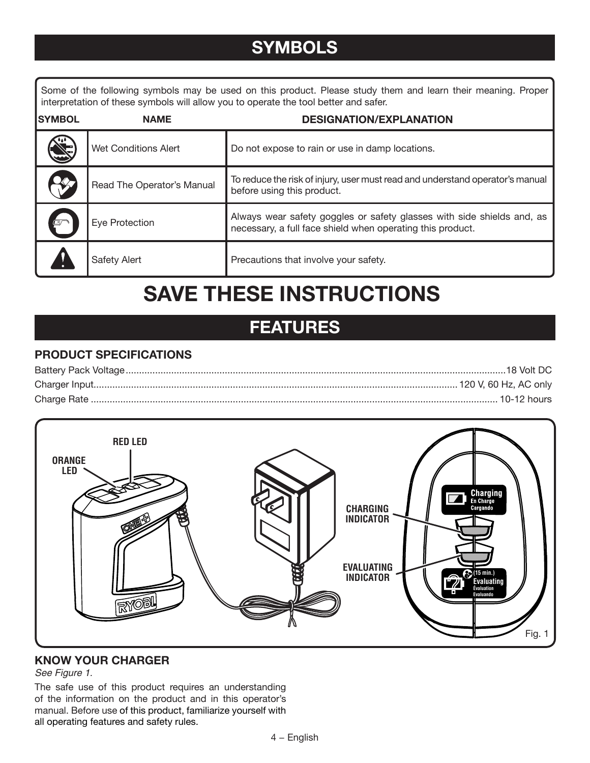## SYMBOLS

Some of the following symbols may be used on this product. Please study them and learn their meaning. Proper interpretation of these symbols will allow you to operate the tool better and safer.

| SYMBOL | NAME | DESIGNATION/EXPLANATION |
|---|---|---|
| | Wet Conditions Alert | Do not expose to rain or use in damp locations. |
| | Read The Operator's Manual | To reduce the risk of injury, user must read and understand operator's manual before using this product. |
| | Eye Protection | Always wear safety goggles or safety glasses with side shields and, as necessary, a full face shield when operating this product. |
| | Safety Alert | Precautions that involve your safety. |

# SAVE THESE INSTRUCTIONS

## FEATURES

### PRODUCT SPECIFICATIONS

Battery Pack Voltage ............ 18 Volt DC
Charger Input ............ 120 V, 60 Hz, AC only
Charge Rate ............ 10-12 hours

RED LED
ORANGE LED
CHARGING INDICATOR
EVALUATING INDICATOR
Charging / En Charge / Cargando
(15 min.) Evaluating / Évaluation / Evaluando

Fig. 1

### KNOW YOUR CHARGER

*See Figure 1.*

The safe use of this product requires an understanding of the information on the product and in this operator's manual. Before use of this product, familiarize yourself with all operating features and safety rules.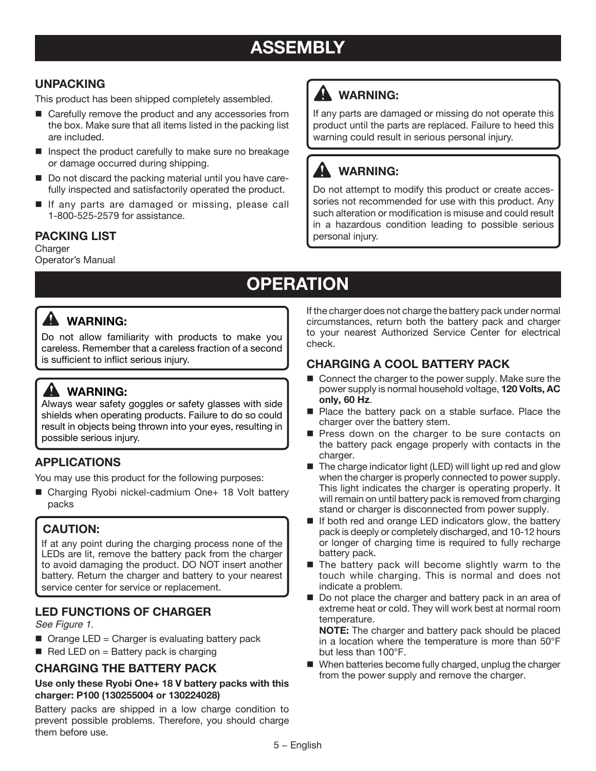# ASSEMBLY

## UNPACKING

This product has been shipped completely assembled.

- Carefully remove the product and any accessories from the box. Make sure that all items listed in the packing list are included.
- Inspect the product carefully to make sure no breakage or damage occurred during shipping.
- Do not discard the packing material until you have carefully inspected and satisfactorily operated the product.
- If any parts are damaged or missing, please call 1-800-525-2579 for assistance.

## PACKING LIST

Charger
Operator's Manual

### ⚠ WARNING:

If any parts are damaged or missing do not operate this product until the parts are replaced. Failure to heed this warning could result in serious personal injury.

### ⚠ WARNING:

Do not attempt to modify this product or create accessories not recommended for use with this product. Any such alteration or modification is misuse and could result in a hazardous condition leading to possible serious personal injury.

# OPERATION

### ⚠ WARNING:

Do not allow familiarity with products to make you careless. Remember that a careless fraction of a second is sufficient to inflict serious injury.

### ⚠ WARNING:

Always wear safety goggles or safety glasses with side shields when operating products. Failure to do so could result in objects being thrown into your eyes, resulting in possible serious injury.

## APPLICATIONS

You may use this product for the following purposes:

- Charging Ryobi nickel-cadmium One+ 18 Volt battery packs

### CAUTION:

If at any point during the charging process none of the LEDs are lit, remove the battery pack from the charger to avoid damaging the product. DO NOT insert another battery. Return the charger and battery to your nearest service center for service or replacement.

## LED FUNCTIONS OF CHARGER

*See Figure 1.*

- Orange LED = Charger is evaluating battery pack
- Red LED on = Battery pack is charging

## CHARGING THE BATTERY PACK

**Use only these Ryobi One+ 18 V battery packs with this charger: P100 (130255004 or 130224028)**

Battery packs are shipped in a low charge condition to prevent possible problems. Therefore, you should charge them before use.

If the charger does not charge the battery pack under normal circumstances, return both the battery pack and charger to your nearest Authorized Service Center for electrical check.

## CHARGING A COOL BATTERY PACK

- Connect the charger to the power supply. Make sure the power supply is normal household voltage, **120 Volts, AC only, 60 Hz**.
- Place the battery pack on a stable surface. Place the charger over the battery stem.
- Press down on the charger to be sure contacts on the battery pack engage properly with contacts in the charger.
- The charge indicator light (LED) will light up red and glow when the charger is properly connected to power supply. This light indicates the charger is operating properly. It will remain on until battery pack is removed from charging stand or charger is disconnected from power supply.
- If both red and orange LED indicators glow, the battery pack is deeply or completely discharged, and 10-12 hours or longer of charging time is required to fully recharge battery pack.
- The battery pack will become slightly warm to the touch while charging. This is normal and does not indicate a problem.
- Do not place the charger and battery pack in an area of extreme heat or cold. They will work best at normal room temperature.

  **NOTE:** The charger and battery pack should be placed in a location where the temperature is more than 50°F but less than 100°F.
- When batteries become fully charged, unplug the charger from the power supply and remove the charger.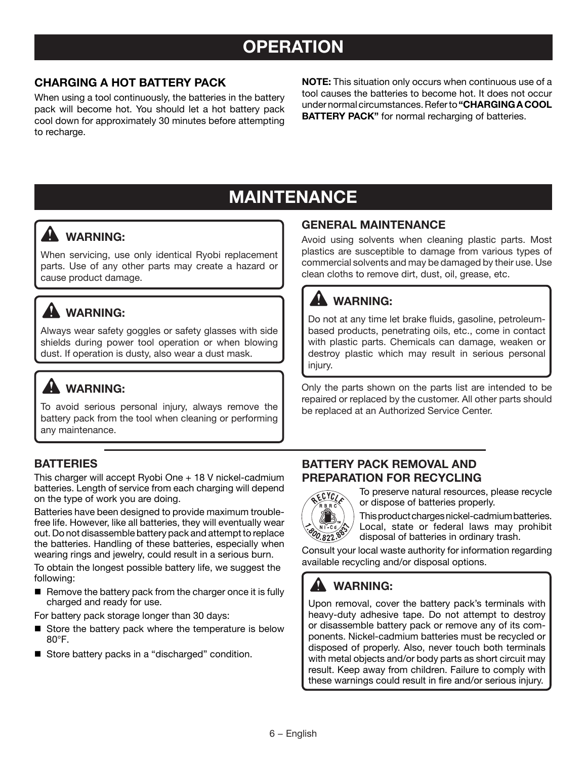# OPERATION

## CHARGING A HOT BATTERY PACK

When using a tool continuously, the batteries in the battery pack will become hot. You should let a hot battery pack cool down for approximately 30 minutes before attempting to recharge.

**NOTE:** This situation only occurs when continuous use of a tool causes the batteries to become hot. It does not occur under normal circumstances. Refer to **"CHARGING A COOL BATTERY PACK"** for normal recharging of batteries.

# MAINTENANCE

> **⚠ WARNING:**
>
> When servicing, use only identical Ryobi replacement parts. Use of any other parts may create a hazard or cause product damage.

> **⚠ WARNING:**
>
> Always wear safety goggles or safety glasses with side shields during power tool operation or when blowing dust. If operation is dusty, also wear a dust mask.

> **⚠ WARNING:**
>
> To avoid serious personal injury, always remove the battery pack from the tool when cleaning or performing any maintenance.

## GENERAL MAINTENANCE

Avoid using solvents when cleaning plastic parts. Most plastics are susceptible to damage from various types of commercial solvents and may be damaged by their use. Use clean cloths to remove dirt, dust, oil, grease, etc.

> **⚠ WARNING:**
>
> Do not at any time let brake fluids, gasoline, petroleum-based products, penetrating oils, etc., come in contact with plastic parts. Chemicals can damage, weaken or destroy plastic which may result in serious personal injury.

Only the parts shown on the parts list are intended to be repaired or replaced by the customer. All other parts should be replaced at an Authorized Service Center.

## BATTERIES

This charger will accept Ryobi One + 18 V nickel-cadmium batteries. Length of service from each charging will depend on the type of work you are doing.

Batteries have been designed to provide maximum trouble-free life. However, like all batteries, they will eventually wear out. Do not disassemble battery pack and attempt to replace the batteries. Handling of these batteries, especially when wearing rings and jewelry, could result in a serious burn.

To obtain the longest possible battery life, we suggest the following:

- Remove the battery pack from the charger once it is fully charged and ready for use.

For battery pack storage longer than 30 days:

- Store the battery pack where the temperature is below 80°F.
- Store battery packs in a "discharged" condition.

## BATTERY PACK REMOVAL AND PREPARATION FOR RECYCLING

RECYCLE RBRC Ni-Cd 1.800.822.8837

To preserve natural resources, please recycle or dispose of batteries properly.

This product charges nickel-cadmium batteries. Local, state or federal laws may prohibit disposal of batteries in ordinary trash.

Consult your local waste authority for information regarding available recycling and/or disposal options.

> **⚠ WARNING:**
>
> Upon removal, cover the battery pack's terminals with heavy-duty adhesive tape. Do not attempt to destroy or disassemble battery pack or remove any of its components. Nickel-cadmium batteries must be recycled or disposed of properly. Also, never touch both terminals with metal objects and/or body parts as short circuit may result. Keep away from children. Failure to comply with these warnings could result in fire and/or serious injury.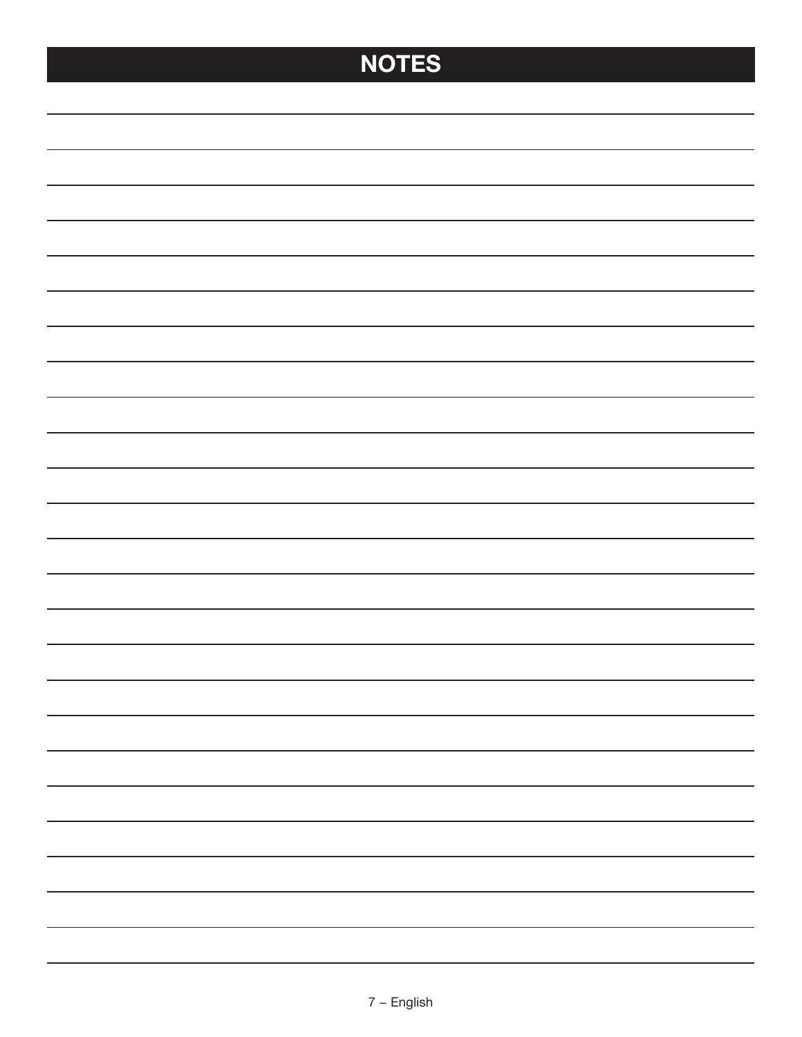# NOTES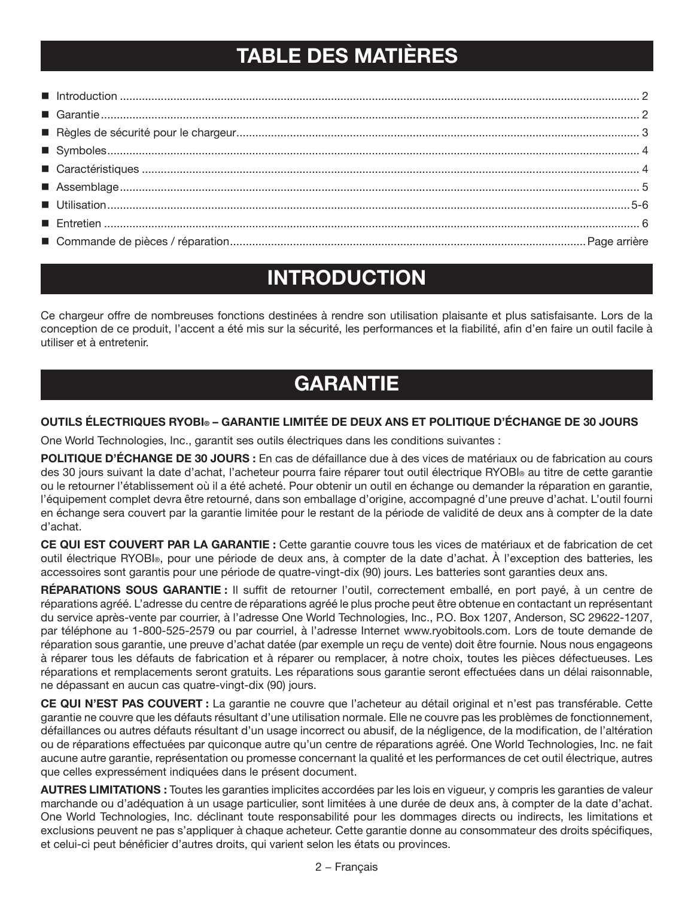# TABLE DES MATIÈRES

- Introduction .................................................. 2
- Garantie .................................................. 2
- Règles de sécurité pour le chargeur .................................................. 3
- Symboles .................................................. 4
- Caractéristiques .................................................. 4
- Assemblage .................................................. 5
- Utilisation .................................................. 5-6
- Entretien .................................................. 6
- Commande de pièces / réparation .................................................. Page arrière

# INTRODUCTION

Ce chargeur offre de nombreuses fonctions destinées à rendre son utilisation plaisante et plus satisfaisante. Lors de la conception de ce produit, l'accent a été mis sur la sécurité, les performances et la fiabilité, afin d'en faire un outil facile à utiliser et à entretenir.

# GARANTIE

**OUTILS ÉLECTRIQUES RYOBI® – GARANTIE LIMITÉE DE DEUX ANS ET POLITIQUE D'ÉCHANGE DE 30 JOURS**

One World Technologies, Inc., garantit ses outils électriques dans les conditions suivantes :

**POLITIQUE D'ÉCHANGE DE 30 JOURS :** En cas de défaillance due à des vices de matériaux ou de fabrication au cours des 30 jours suivant la date d'achat, l'acheteur pourra faire réparer tout outil électrique RYOBI® au titre de cette garantie ou le retourner l'établissement où il a été acheté. Pour obtenir un outil en échange ou demander la réparation en garantie, l'équipement complet devra être retourné, dans son emballage d'origine, accompagné d'une preuve d'achat. L'outil fourni en échange sera couvert par la garantie limitée pour le restant de la période de validité de deux ans à compter de la date d'achat.

**CE QUI EST COUVERT PAR LA GARANTIE :** Cette garantie couvre tous les vices de matériaux et de fabrication de cet outil électrique RYOBI®, pour une période de deux ans, à compter de la date d'achat. À l'exception des batteries, les accessoires sont garantis pour une période de quatre-vingt-dix (90) jours. Les batteries sont garanties deux ans.

**RÉPARATIONS SOUS GARANTIE :** Il suffit de retourner l'outil, correctement emballé, en port payé, à un centre de réparations agréé. L'adresse du centre de réparations agréé le plus proche peut être obtenue en contactant un représentant du service après-vente par courrier, à l'adresse One World Technologies, Inc., P.O. Box 1207, Anderson, SC 29622-1207, par téléphone au 1-800-525-2579 ou par courriel, à l'adresse Internet www.ryobitools.com. Lors de toute demande de réparation sous garantie, une preuve d'achat datée (par exemple un reçu de vente) doit être fournie. Nous nous engageons à réparer tous les défauts de fabrication et à réparer ou remplacer, à notre choix, toutes les pièces défectueuses. Les réparations et remplacements seront gratuits. Les réparations sous garantie seront effectuées dans un délai raisonnable, ne dépassant en aucun cas quatre-vingt-dix (90) jours.

**CE QUI N'EST PAS COUVERT :** La garantie ne couvre que l'acheteur au détail original et n'est pas transférable. Cette garantie ne couvre que les défauts résultant d'une utilisation normale. Elle ne couvre pas les problèmes de fonctionnement, défaillances ou autres défauts résultant d'un usage incorrect ou abusif, de la négligence, de la modification, de l'altération ou de réparations effectuées par quiconque autre qu'un centre de réparations agréé. One World Technologies, Inc. ne fait aucune autre garantie, représentation ou promesse concernant la qualité et les performances de cet outil électrique, autres que celles expressément indiquées dans le présent document.

**AUTRES LIMITATIONS :** Toutes les garanties implicites accordées par les lois en vigueur, y compris les garanties de valeur marchande ou d'adéquation à un usage particulier, sont limitées à une durée de deux ans, à compter de la date d'achat. One World Technologies, Inc. déclinant toute responsabilité pour les dommages directs ou indirects, les limitations et exclusions peuvent ne pas s'appliquer à chaque acheteur. Cette garantie donne au consommateur des droits spécifiques, et celui-ci peut bénéficier d'autres droits, qui varient selon les états ou provinces.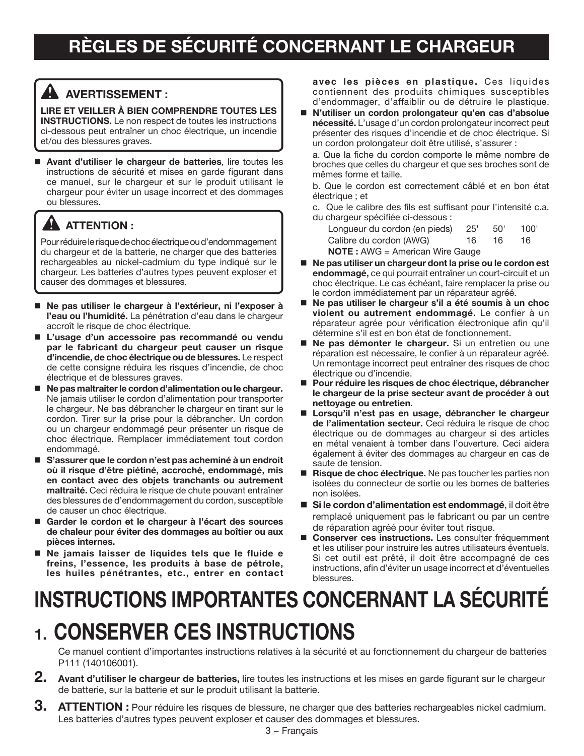# RÈGLES DE SÉCURITÉ CONCERNANT LE CHARGEUR

**⚠ AVERTISSEMENT :**

**LIRE ET VEILLER À BIEN COMPRENDRE TOUTES LES INSTRUCTIONS.** Le non respect de toutes les instructions ci-dessous peut entraîner un choc électrique, un incendie et/ou des blessures graves.

- **Avant d'utiliser le chargeur de batteries**, lire toutes les instructions de sécurité et mises en garde figurant dans ce manuel, sur le chargeur et sur le produit utilisant le chargeur pour éviter un usage incorrect et des dommages ou blessures.

**⚠ ATTENTION :**

Pour réduire le risque de choc électrique ou d'endommagement du chargeur et de la batterie, ne charger que des batteries rechargeables au nickel-cadmium du type indiqué sur le chargeur. Les batteries d'autres types peuvent exploser et causer des dommages et blessures.

- **Ne pas utiliser le chargeur à l'extérieur, ni l'exposer à l'eau ou l'humidité.** La pénétration d'eau dans le chargeur accroît le risque de choc électrique.
- **L'usage d'un accessoire pas recommandé ou vendu par le fabricant du chargeur peut causer un risque d'incendie, de choc électrique ou de blessures.** Le respect de cette consigne réduira les risques d'incendie, de choc électrique et de blessures graves.
- **Ne pas maltraiter le cordon d'alimentation ou le chargeur.** Ne jamais utiliser le cordon d'alimentation pour transporter le chargeur. Ne bas débrancher le chargeur en tirant sur le cordon. Tirer sur la prise pour la débrancher. Un cordon ou un chargeur endommagé peur présenter un risque de choc électrique. Remplacer immédiatement tout cordon endommagé.
- **S'assurer que le cordon n'est pas acheminé à un endroit où il risque d'être piétiné, accroché, endommagé, mis en contact avec des objets tranchants ou autrement maltraité.** Ceci réduira le risque de chute pouvant entraîner des blessures de d'endommagement du cordon, susceptible de causer un choc électrique.
- **Garder le cordon et le chargeur à l'écart des sources de chaleur pour éviter des dommages au boîtier ou aux pièces internes.**
- **Ne jamais laisser de liquides tels que le fluide e freins, l'essence, les produits à base de pétrole, les huiles pénétrantes, etc., entrer en contact avec les pièces en plastique.** Ces liquides contiennent des produits chimiques susceptibles d'endommager, d'affaiblir ou de détruire le plastique.
- **N'utiliser un cordon prolongateur qu'en cas d'absolue nécessité.** L'usage d'un cordon prolongateur incorrect peut présenter des risques d'incendie et de choc électrique. Si un cordon prolongateur doit être utilisé, s'assurer :

  a. Que la fiche du cordon comporte le même nombre de broches que celles du chargeur et que ses broches sont de mêmes forme et taille.

  b. Que le cordon est correctement câblé et en bon état électrique ; et

  c. Que le calibre des fils est suffisant pour l'intensité c.a. du chargeur spécifiée ci-dessous :

  | Longueur du cordon (en pieds) | 25' | 50' | 100' |
  |---|---|---|---|
  | Calibre du cordon (AWG) | 16 | 16 | 16 |

  **NOTE :** AWG = American Wire Gauge
- **Ne pas utiliser un chargeur dont la prise ou le cordon est endommagé,** ce qui pourrait entraîner un court-circuit et un choc électrique. Le cas échéant, faire remplacer la prise ou le cordon immédiatement par un réparateur agréé.
- **Ne pas utiliser le chargeur s'il a été soumis à un choc violent ou autrement endommagé.** Le confier à un réparateur agrée pour vérification électronique afin qu'il détermine s'il est en bon état de fonctionnement.
- **Ne pas démonter le chargeur.** Si un entretien ou une réparation est nécessaire, le confier à un réparateur agréé. Un remontage incorrect peut entraîner des risques de choc électrique ou d'incendie.
- **Pour réduire les risques de choc électrique, débrancher le chargeur de la prise secteur avant de procéder à out nettoyage ou entretien.**
- **Lorsqu'il n'est pas en usage, débrancher le chargeur de l'alimentation secteur.** Ceci réduira le risque de choc électrique ou de dommages au chargeur si des articles en métal venaient à tomber dans l'ouverture. Ceci aidera également à éviter des dommages au chargeur en cas de saute de tension.
- **Risque de choc électrique.** Ne pas toucher les parties non isolées du connecteur de sortie ou les bornes de batteries non isolées.
- **Si le cordon d'alimentation est endommagé**, il doit être remplacé uniquement pas le fabricant ou par un centre de réparation agréé pour éviter tout risque.
- **Conserver ces instructions.** Les consulter fréquemment et les utiliser pour instruire les autres utilisateurs éventuels. Si cet outil est prêté, il doit être accompagné de ces instructions, afin d'éviter un usage incorrect et d'éventuelles blessures.

# INSTRUCTIONS IMPORTANTES CONCERNANT LA SÉCURITÉ

## 1. CONSERVER CES INSTRUCTIONS

Ce manuel contient d'importantes instructions relatives à la sécurité et au fonctionnement du chargeur de batteries P111 (140106001).

**2.** **Avant d'utiliser le chargeur de batteries,** lire toutes les instructions et les mises en garde figurant sur le chargeur de batterie, sur la batterie et sur le produit utilisant la batterie.

**3.** **ATTENTION :** Pour réduire les risques de blessure, ne charger que des batteries rechargeables nickel cadmium. Les batteries d'autres types peuvent exploser et causer des dommages et blessures.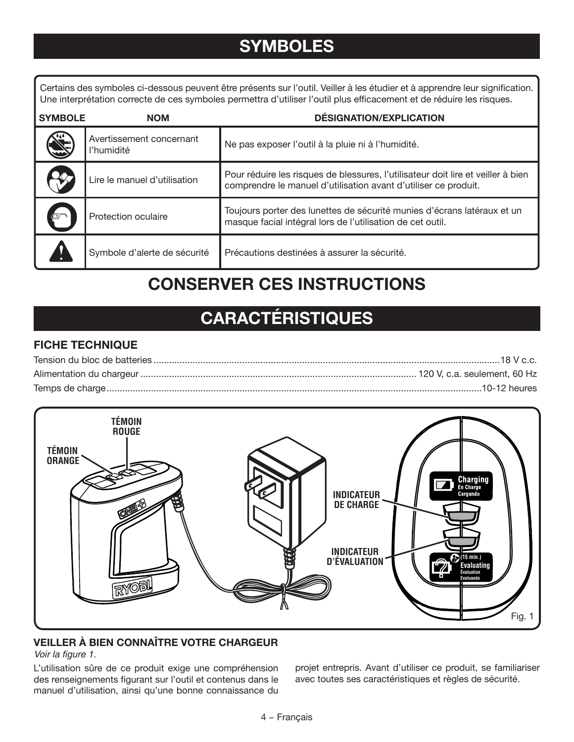## SYMBOLES

Certains des symboles ci-dessous peuvent être présents sur l'outil. Veiller à les étudier et à apprendre leur signification. Une interprétation correcte de ces symboles permettra d'utiliser l'outil plus efficacement et de réduire les risques.

| SYMBOLE | NOM | DÉSIGNATION/EXPLICATION |
|---|---|---|
| | Avertissement concernant l'humidité | Ne pas exposer l'outil à la pluie ni à l'humidité. |
| | Lire le manuel d'utilisation | Pour réduire les risques de blessures, l'utilisateur doit lire et veiller à bien comprendre le manuel d'utilisation avant d'utiliser ce produit. |
| | Protection oculaire | Toujours porter des lunettes de sécurité munies d'écrans latéraux et un masque facial intégral lors de l'utilisation de cet outil. |
| | Symbole d'alerte de sécurité | Précautions destinées à assurer la sécurité. |

## CONSERVER CES INSTRUCTIONS

## CARACTÉRISTIQUES

### FICHE TECHNIQUE

Tension du bloc de batteries ........................................ 18 V c.c.

Alimentation du chargeur ........................................ 120 V, c.a. seulement, 60 Hz

Temps de charge ........................................ 10-12 heures

TÉMOIN ROUGE

TÉMOIN ORANGE

INDICATEUR DE CHARGE

INDICATEUR D'ÉVALUATION

Charging / En Charge / Cargando

(15 min.) Evaluating / Évaluation / Evaluando

Fig. 1

### VEILLER À BIEN CONNAÎTRE VOTRE CHARGEUR

*Voir la figure 1.*

L'utilisation sûre de ce produit exige une compréhension des renseignements figurant sur l'outil et contenus dans le manuel d'utilisation, ainsi qu'une bonne connaissance du projet entrepris. Avant d'utiliser ce produit, se familiariser avec toutes ses caractéristiques et règles de sécurité.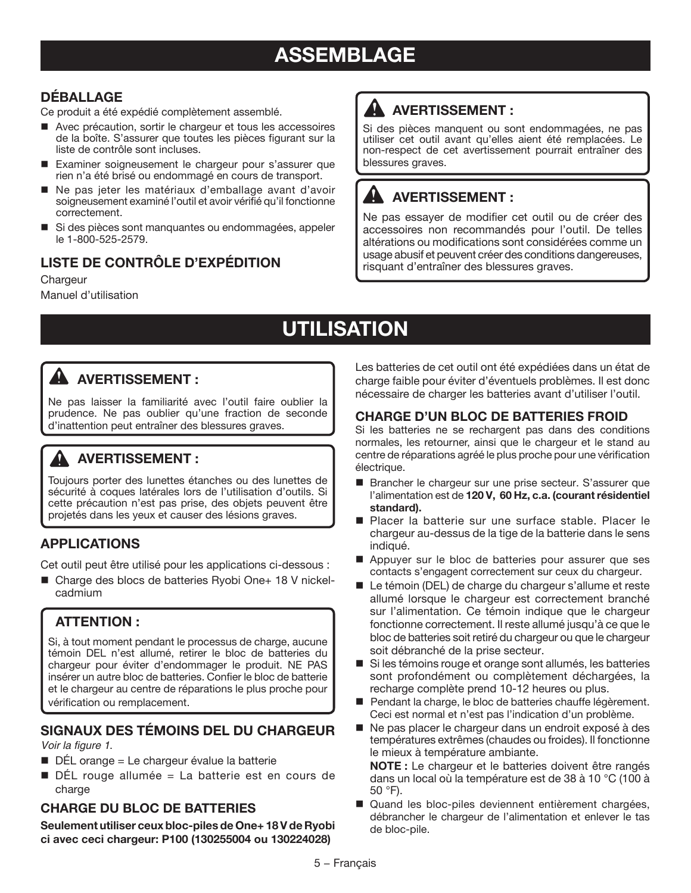# ASSEMBLAGE

## DÉBALLAGE

Ce produit a été expédié complètement assemblé.

- Avec précaution, sortir le chargeur et tous les accessoires de la boîte. S'assurer que toutes les pièces figurant sur la liste de contrôle sont incluses.
- Examiner soigneusement le chargeur pour s'assurer que rien n'a été brisé ou endommagé en cours de transport.
- Ne pas jeter les matériaux d'emballage avant d'avoir soigneusement examiné l'outil et avoir vérifié qu'il fonctionne correctement.
- Si des pièces sont manquantes ou endommagées, appeler le 1-800-525-2579.

## LISTE DE CONTRÔLE D'EXPÉDITION

Chargeur

Manuel d'utilisation

### ⚠ AVERTISSEMENT :

Si des pièces manquent ou sont endommagées, ne pas utiliser cet outil avant qu'elles aient été remplacées. Le non-respect de cet avertissement pourrait entraîner des blessures graves.

### ⚠ AVERTISSEMENT :

Ne pas essayer de modifier cet outil ou de créer des accessoires non recommandés pour l'outil. De telles altérations ou modifications sont considérées comme un usage abusif et peuvent créer des conditions dangereuses, risquant d'entraîner des blessures graves.

# UTILISATION

### ⚠ AVERTISSEMENT :

Ne pas laisser la familiarité avec l'outil faire oublier la prudence. Ne pas oublier qu'une fraction de seconde d'inattention peut entraîner des blessures graves.

### ⚠ AVERTISSEMENT :

Toujours porter des lunettes étanches ou des lunettes de sécurité à coques latérales lors de l'utilisation d'outils. Si cette précaution n'est pas prise, des objets peuvent être projetés dans les yeux et causer des lésions graves.

## APPLICATIONS

Cet outil peut être utilisé pour les applications ci-dessous :

- Charge des blocs de batteries Ryobi One+ 18 V nickel-cadmium

### ATTENTION :

Si, à tout moment pendant le processus de charge, aucune témoin DEL n'est allumé, retirer le bloc de batteries du chargeur pour éviter d'endommager le produit. NE PAS insérer un autre bloc de batteries. Confier le bloc de batterie et le chargeur au centre de réparations le plus proche pour vérification ou remplacement.

## SIGNAUX DES TÉMOINS DEL DU CHARGEUR

*Voir la figure 1.*

- DÉL orange = Le chargeur évalue la batterie
- DÉL rouge allumée = La batterie est en cours de charge

## CHARGE DU BLOC DE BATTERIES

**Seulement utiliser ceux bloc-piles de One+ 18 V de Ryobi ci avec ceci chargeur: P100 (130255004 ou 130224028)**

Les batteries de cet outil ont été expédiées dans un état de charge faible pour éviter d'éventuels problèmes. Il est donc nécessaire de charger les batteries avant d'utiliser l'outil.

## CHARGE D'UN BLOC DE BATTERIES FROID

Si les batteries ne se rechargent pas dans des conditions normales, les retourner, ainsi que le chargeur et le stand au centre de réparations agréé le plus proche pour une vérification électrique.

- Brancher le chargeur sur une prise secteur. S'assurer que l'alimentation est de **120 V, 60 Hz, c.a. (courant résidentiel standard).**
- Placer la batterie sur une surface stable. Placer le chargeur au-dessus de la tige de la batterie dans le sens indiqué.
- Appuyer sur le bloc de batteries pour assurer que ses contacts s'engagent correctement sur ceux du chargeur.
- Le témoin (DEL) de charge du chargeur s'allume et reste allumé lorsque le chargeur est correctement branché sur l'alimentation. Ce témoin indique que le chargeur fonctionne correctement. Il reste allumé jusqu'à ce que le bloc de batteries soit retiré du chargeur ou que le chargeur soit débranché de la prise secteur.
- Si les témoins rouge et orange sont allumés, les batteries sont profondément ou complètement déchargées, la recharge complète prend 10-12 heures ou plus.
- Pendant la charge, le bloc de batteries chauffe légèrement. Ceci est normal et n'est pas l'indication d'un problème.
- Ne pas placer le chargeur dans un endroit exposé à des températures extrêmes (chaudes ou froides). Il fonctionne le mieux à température ambiante.

  **NOTE :** Le chargeur et le batteries doivent être rangés dans un local où la température est de 38 à 10 °C (100 à 50 °F).
- Quand les bloc-piles deviennent entièrement chargées, débrancher le chargeur de l'alimentation et enlever le tas de bloc-pile.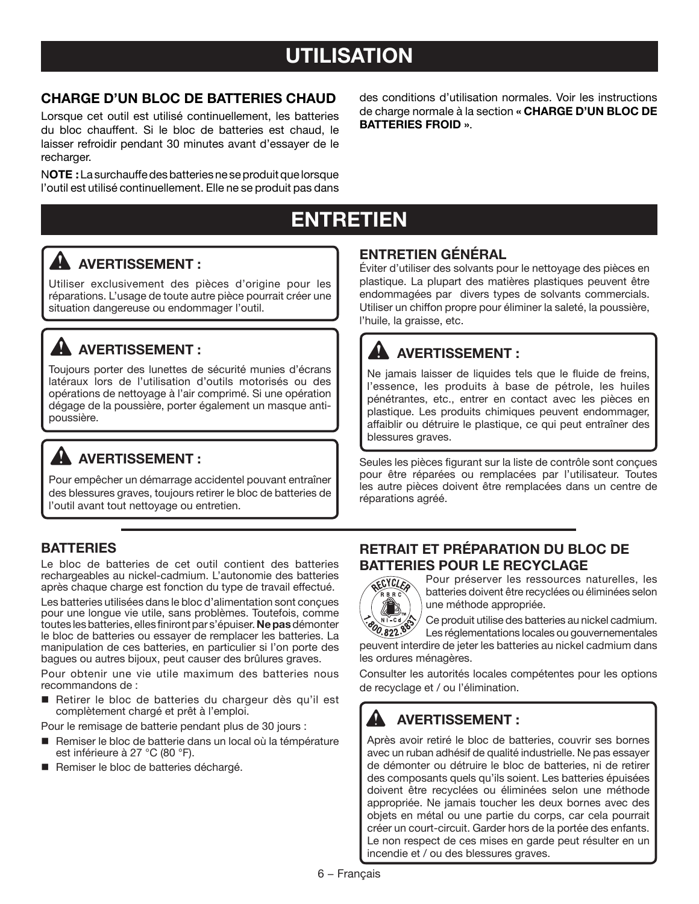# UTILISATION

## CHARGE D'UN BLOC DE BATTERIES CHAUD

Lorsque cet outil est utilisé continuellement, les batteries du bloc chauffent. Si le bloc de batteries est chaud, le laisser refroidir pendant 30 minutes avant d'essayer de le recharger.

N**OTE :** La surchauffe des batteries ne se produit que lorsque l'outil est utilisé continuellement. Elle ne se produit pas dans des conditions d'utilisation normales. Voir les instructions de charge normale à la section **« CHARGE D'UN BLOC DE BATTERIES FROID »**.

# ENTRETIEN

**⚠ AVERTISSEMENT :**

Utiliser exclusivement des pièces d'origine pour les réparations. L'usage de toute autre pièce pourrait créer une situation dangereuse ou endommager l'outil.

**⚠ AVERTISSEMENT :**

Toujours porter des lunettes de sécurité munies d'écrans latéraux lors de l'utilisation d'outils motorisés ou des opérations de nettoyage à l'air comprimé. Si une opération dégage de la poussière, porter également un masque anti-poussière.

**⚠ AVERTISSEMENT :**

Pour empêcher un démarrage accidentel pouvant entraîner des blessures graves, toujours retirer le bloc de batteries de l'outil avant tout nettoyage ou entretien.

## ENTRETIEN GÉNÉRAL

Éviter d'utiliser des solvants pour le nettoyage des pièces en plastique. La plupart des matières plastiques peuvent être endommagées par divers types de solvants commercials. Utiliser un chiffon propre pour éliminer la saleté, la poussière, l'huile, la graisse, etc.

**⚠ AVERTISSEMENT :**

Ne jamais laisser de liquides tels que le fluide de freins, l'essence, les produits à base de pétrole, les huiles pénétrantes, etc., entrer en contact avec les pièces en plastique. Les produits chimiques peuvent endommager, affaiblir ou détruire le plastique, ce qui peut entraîner des blessures graves.

Seules les pièces figurant sur la liste de contrôle sont conçues pour être réparées ou remplacées par l'utilisateur. Toutes les autre pièces doivent être remplacées dans un centre de réparations agréé.

## BATTERIES

Le bloc de batteries de cet outil contient des batteries rechargeables au nickel-cadmium. L'autonomie des batteries après chaque charge est fonction du type de travail effectué.

Les batteries utilisées dans le bloc d'alimentation sont conçues pour une longue vie utile, sans problèmes. Toutefois, comme toutes les batteries, elles finiront par s'épuiser. **Ne pas** démonter le bloc de batteries ou essayer de remplacer les batteries. La manipulation de ces batteries, en particulier si l'on porte des bagues ou autres bijoux, peut causer des brûlures graves.

Pour obtenir une vie utile maximum des batteries nous recommandons de :

- Retirer le bloc de batteries du chargeur dès qu'il est complètement chargé et prêt à l'emploi.

Pour le remisage de batterie pendant plus de 30 jours :

- Remiser le bloc de batterie dans un local où la témpérature est inférieure à 27 °C (80 °F).
- Remiser le bloc de batteries déchargé.

## RETRAIT ET PRÉPARATION DU BLOC DE BATTERIES POUR LE RECYCLAGE

RECYCLER RBRC Ni-Cd 1.800.822.8837

Pour préserver les ressources naturelles, les batteries doivent être recyclées ou éliminées selon une méthode appropriée.

Ce produit utilise des batteries au nickel cadmium. Les réglementations locales ou gouvernementales peuvent interdire de jeter les batteries au nickel cadmium dans les ordures ménagères.

Consulter les autorités locales compétentes pour les options de recyclage et / ou l'élimination.

**⚠ AVERTISSEMENT :**

Après avoir retiré le bloc de batteries, couvrir ses bornes avec un ruban adhésif de qualité industrielle. Ne pas essayer de démonter ou détruire le bloc de batteries, ni de retirer des composants quels qu'ils soient. Les batteries épuisées doivent être recyclées ou éliminées selon une méthode appropriée. Ne jamais toucher les deux bornes avec des objets en métal ou une partie du corps, car cela pourrait créer un court-circuit. Garder hors de la portée des enfants. Le non respect de ces mises en garde peut résulter en un incendie et / ou des blessures graves.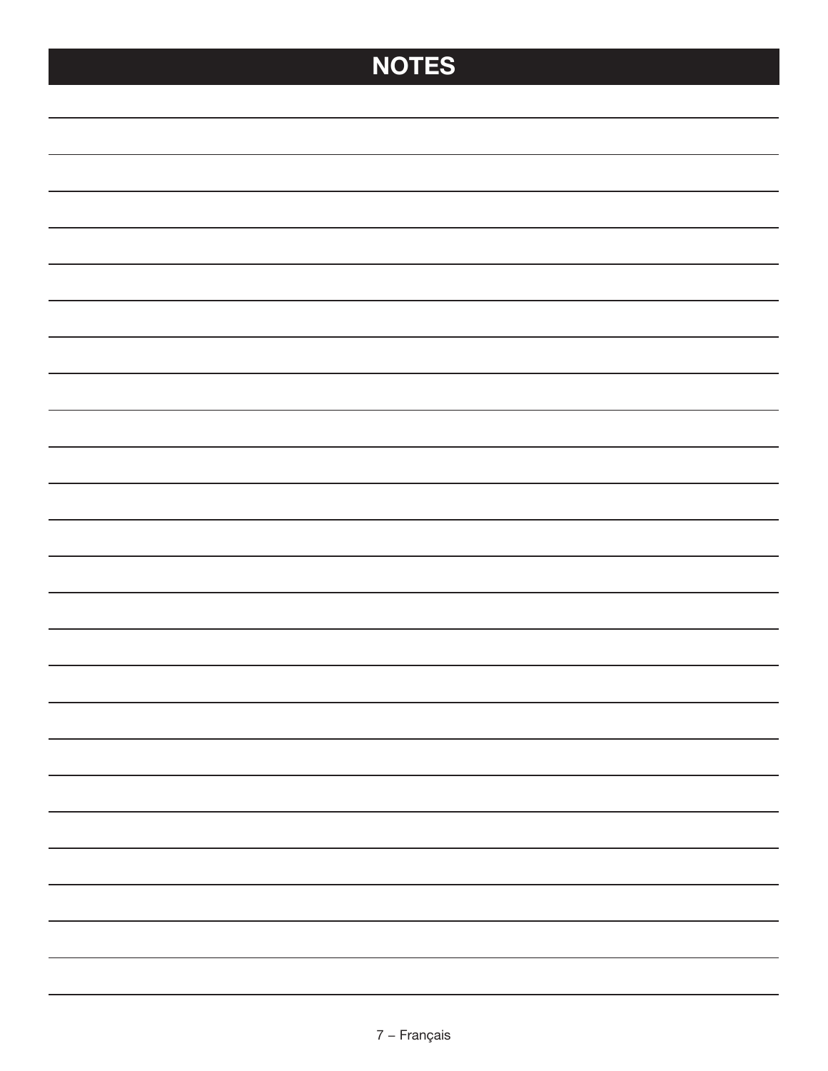# NOTES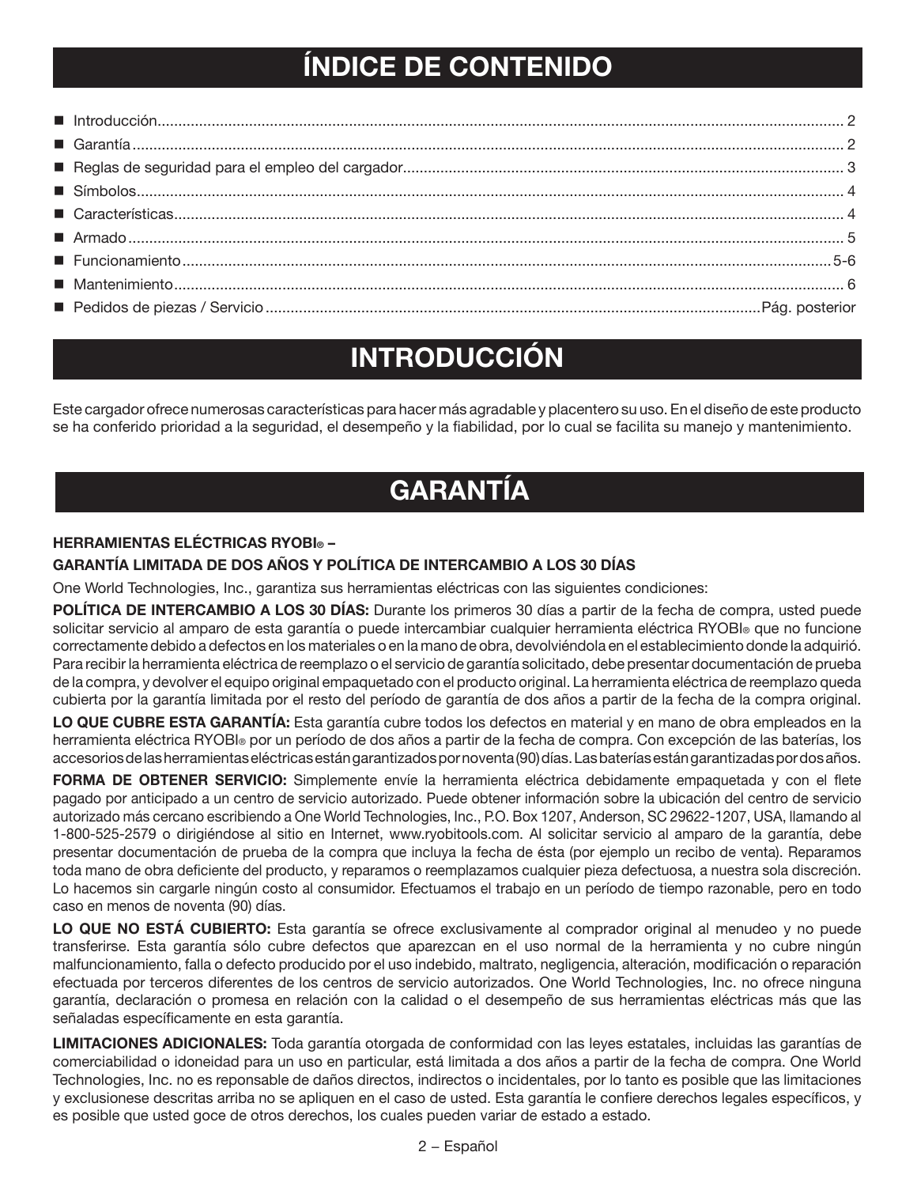# ÍNDICE DE CONTENIDO

- Introducción ........................................................................ 2
- Garantía ........................................................................ 2
- Reglas de seguridad para el empleo del cargador ........................................................................ 3
- Símbolos ........................................................................ 4
- Características ........................................................................ 4
- Armado ........................................................................ 5
- Funcionamiento ........................................................................ 5-6
- Mantenimiento ........................................................................ 6
- Pedidos de piezas / Servicio ........................................................................ Pág. posterior

# INTRODUCCIÓN

Este cargador ofrece numerosas características para hacer más agradable y placentero su uso. En el diseño de este producto se ha conferido prioridad a la seguridad, el desempeño y la fiabilidad, por lo cual se facilita su manejo y mantenimiento.

# GARANTÍA

**HERRAMIENTAS ELÉCTRICAS RYOBI® –**

**GARANTÍA LIMITADA DE DOS AÑOS Y POLÍTICA DE INTERCAMBIO A LOS 30 DÍAS**

One World Technologies, Inc., garantiza sus herramientas eléctricas con las siguientes condiciones:

**POLÍTICA DE INTERCAMBIO A LOS 30 DÍAS:** Durante los primeros 30 días a partir de la fecha de compra, usted puede solicitar servicio al amparo de esta garantía o puede intercambiar cualquier herramienta eléctrica RYOBI® que no funcione correctamente debido a defectos en los materiales o en la mano de obra, devolviéndola en el establecimiento donde la adquirió. Para recibir la herramienta eléctrica de reemplazo o el servicio de garantía solicitado, debe presentar documentación de prueba de la compra, y devolver el equipo original empaquetado con el producto original. La herramienta eléctrica de reemplazo queda cubierta por la garantía limitada por el resto del período de garantía de dos años a partir de la fecha de la compra original.

**LO QUE CUBRE ESTA GARANTÍA:** Esta garantía cubre todos los defectos en material y en mano de obra empleados en la herramienta eléctrica RYOBI® por un período de dos años a partir de la fecha de compra. Con excepción de las baterías, los accesorios de las herramientas eléctricas están garantizados por noventa (90) días. Las baterías están garantizadas por dos años.

**FORMA DE OBTENER SERVICIO:** Simplemente envíe la herramienta eléctrica debidamente empaquetada y con el flete pagado por anticipado a un centro de servicio autorizado. Puede obtener información sobre la ubicación del centro de servicio autorizado más cercano escribiendo a One World Technologies, Inc., P.O. Box 1207, Anderson, SC 29622-1207, USA, llamando al 1-800-525-2579 o dirigiéndose al sitio en Internet, www.ryobitools.com. Al solicitar servicio al amparo de la garantía, debe presentar documentación de prueba de la compra que incluya la fecha de ésta (por ejemplo un recibo de venta). Reparamos toda mano de obra deficiente del producto, y reparamos o reemplazamos cualquier pieza defectuosa, a nuestra sola discreción. Lo hacemos sin cargarle ningún costo al consumidor. Efectuamos el trabajo en un período de tiempo razonable, pero en todo caso en menos de noventa (90) días.

**LO QUE NO ESTÁ CUBIERTO:** Esta garantía se ofrece exclusivamente al comprador original al menudeo y no puede transferirse. Esta garantía sólo cubre defectos que aparezcan en el uso normal de la herramienta y no cubre ningún malfuncionamiento, falla o defecto producido por el uso indebido, maltrato, negligencia, alteración, modificación o reparación efectuada por terceros diferentes de los centros de servicio autorizados. One World Technologies, Inc. no ofrece ninguna garantía, declaración o promesa en relación con la calidad o el desempeño de sus herramientas eléctricas más que las señaladas específicamente en esta garantía.

**LIMITACIONES ADICIONALES:** Toda garantía otorgada de conformidad con las leyes estatales, incluidas las garantías de comerciabilidad o idoneidad para un uso en particular, está limitada a dos años a partir de la fecha de compra. One World Technologies, Inc. no es reponsable de daños directos, indirectos o incidentales, por lo tanto es posible que las limitaciones y exclusionese descritas arriba no se apliquen en el caso de usted. Esta garantía le confiere derechos legales específicos, y es posible que usted goce de otros derechos, los cuales pueden variar de estado a estado.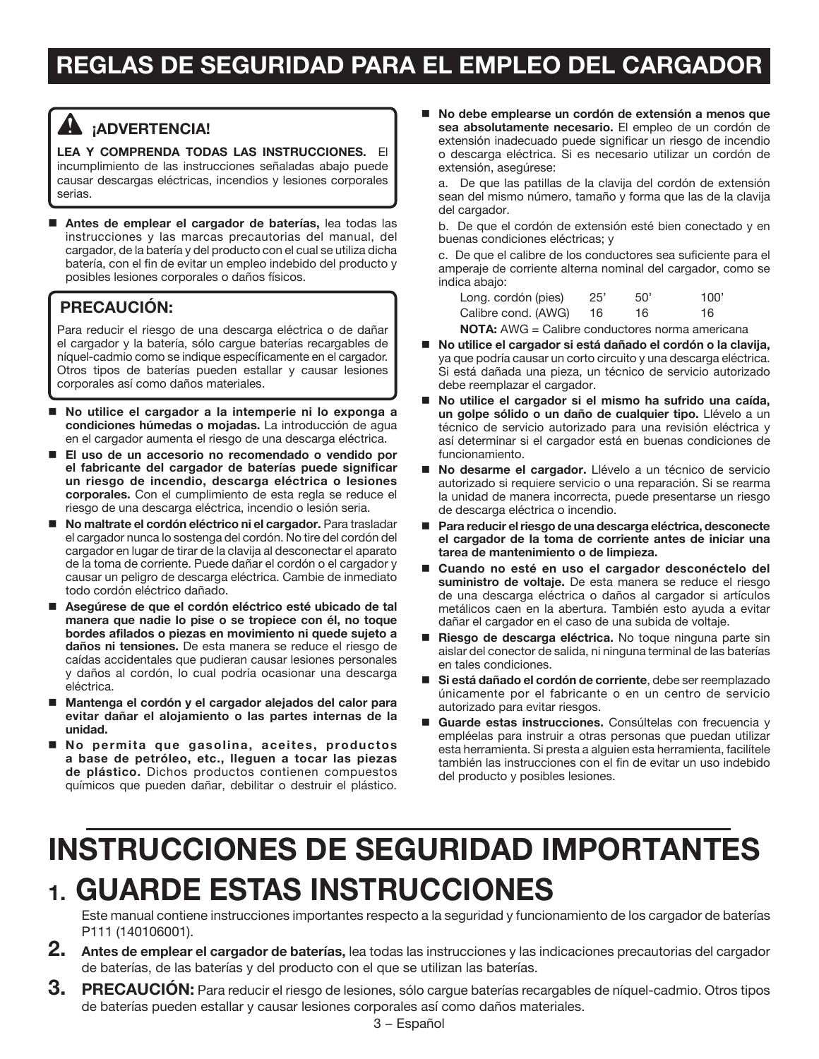# REGLAS DE SEGURIDAD PARA EL EMPLEO DEL CARGADOR

**⚠ ¡ADVERTENCIA!**

**LEA Y COMPRENDA TODAS LAS INSTRUCCIONES.** El incumplimiento de las instrucciones señaladas abajo puede causar descargas eléctricas, incendios y lesiones corporales serias.

- **Antes de emplear el cargador de baterías,** lea todas las instrucciones y las marcas precautorias del manual, del cargador, de la batería y del producto con el cual se utiliza dicha batería, con el fin de evitar un empleo indebido del producto y posibles lesiones corporales o daños físicos.

**PRECAUCIÓN:**

Para reducir el riesgo de una descarga eléctrica o de dañar el cargador y la batería, sólo cargue baterías recargables de níquel-cadmio como se indique específicamente en el cargador. Otros tipos de baterías pueden estallar y causar lesiones corporales así como daños materiales.

- **No utilice el cargador a la intemperie ni lo exponga a condiciones húmedas o mojadas.** La introducción de agua en el cargador aumenta el riesgo de una descarga eléctrica.
- **El uso de un accesorio no recomendado o vendido por el fabricante del cargador de baterías puede significar un riesgo de incendio, descarga eléctrica o lesiones corporales.** Con el cumplimiento de esta regla se reduce el riesgo de una descarga eléctrica, incendio o lesión seria.
- **No maltrate el cordón eléctrico ni el cargador.** Para trasladar el cargador nunca lo sostenga del cordón. No tire del cordón del cargador en lugar de tirar de la clavija al desconectar el aparato de la toma de corriente. Puede dañar el cordón o el cargador y causar un peligro de descarga eléctrica. Cambie de inmediato todo cordón eléctrico dañado.
- **Asegúrese de que el cordón eléctrico esté ubicado de tal manera que nadie lo pise o se tropiece con él, no toque bordes afilados o piezas en movimiento ni quede sujeto a daños ni tensiones.** De esta manera se reduce el riesgo de caídas accidentales que pudieran causar lesiones personales y daños al cordón, lo cual podría ocasionar una descarga eléctrica.
- **Mantenga el cordón y el cargador alejados del calor para evitar dañar el alojamiento o las partes internas de la unidad.**
- **No permita que gasolina, aceites, productos a base de petróleo, etc., lleguen a tocar las piezas de plástico.** Dichos productos contienen compuestos químicos que pueden dañar, debilitar o destruir el plástico.
- **No debe emplearse un cordón de extensión a menos que sea absolutamente necesario.** El empleo de un cordón de extensión inadecuado puede significar un riesgo de incendio o descarga eléctrica. Si es necesario utilizar un cordón de extensión, asegúrese:

  a. De que las patillas de la clavija del cordón de extensión sean del mismo número, tamaño y forma que las de la clavija del cargador.

  b. De que el cordón de extensión esté bien conectado y en buenas condiciones eléctricas; y

  c. De que el calibre de los conductores sea suficiente para el amperaje de corriente alterna nominal del cargador, como se indica abajo:

| Long. cordón (pies) | 25' | 50' | 100' |
|---|---|---|---|
| Calibre cond. (AWG) | 16 | 16 | 16 |

  **NOTA:** AWG = Calibre conductores norma americana

- **No utilice el cargador si está dañado el cordón o la clavija,** ya que podría causar un corto circuito y una descarga eléctrica. Si está dañada una pieza, un técnico de servicio autorizado debe reemplazar el cargador.
- **No utilice el cargador si el mismo ha sufrido una caída, un golpe sólido o un daño de cualquier tipo.** Llévelo a un técnico de servicio autorizado para una revisión eléctrica y así determinar si el cargador está en buenas condiciones de funcionamiento.
- **No desarme el cargador.** Llévelo a un técnico de servicio autorizado si requiere servicio o una reparación. Si se rearma la unidad de manera incorrecta, puede presentarse un riesgo de descarga eléctrica o incendio.
- **Para reducir el riesgo de una descarga eléctrica, desconecte el cargador de la toma de corriente antes de iniciar una tarea de mantenimiento o de limpieza.**
- **Cuando no esté en uso el cargador desconéctelo del suministro de voltaje.** De esta manera se reduce el riesgo de una descarga eléctrica o daños al cargador si artículos metálicos caen en la abertura. También esto ayuda a evitar dañar el cargador en el caso de una subida de voltaje.
- **Riesgo de descarga eléctrica.** No toque ninguna parte sin aislar del conector de salida, ni ninguna terminal de las baterías en tales condiciones.
- **Si está dañado el cordón de corriente**, debe ser reemplazado únicamente por el fabricante o en un centro de servicio autorizado para evitar riesgos.
- **Guarde estas instrucciones.** Consúltelas con frecuencia y empléelas para instruir a otras personas que puedan utilizar esta herramienta. Si presta a alguien esta herramienta, facilítele también las instrucciones con el fin de evitar un uso indebido del producto y posibles lesiones.

# INSTRUCCIONES DE SEGURIDAD IMPORTANTES

1. **GUARDE ESTAS INSTRUCCIONES**

   Este manual contiene instrucciones importantes respecto a la seguridad y funcionamiento de los cargador de baterías P111 (140106001).

2. **Antes de emplear el cargador de baterías,** lea todas las instrucciones y las indicaciones precautorias del cargador de baterías, de las baterías y del producto con el que se utilizan las baterías.

3. **PRECAUCIÓN:** Para reducir el riesgo de lesiones, sólo cargue baterías recargables de níquel-cadmio. Otros tipos de baterías pueden estallar y causar lesiones corporales así como daños materiales.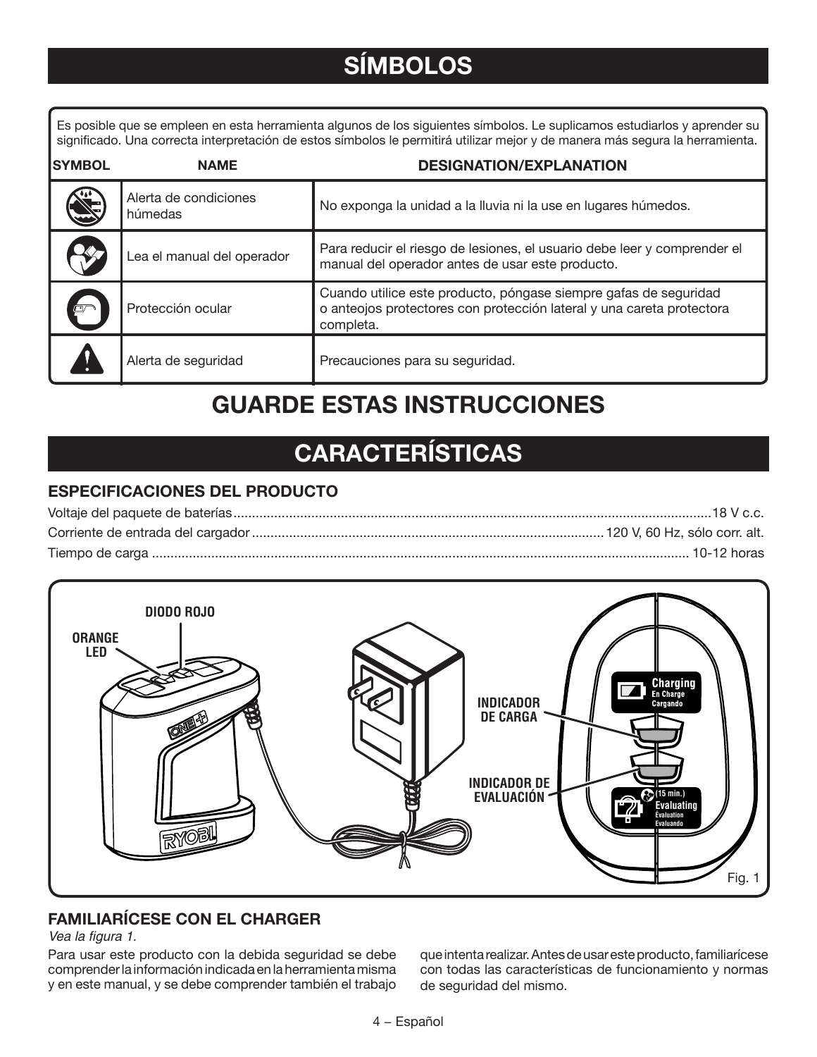# SÍMBOLOS

Es posible que se empleen en esta herramienta algunos de los siguientes símbolos. Le suplicamos estudiarlos y aprender su significado. Una correcta interpretación de estos símbolos le permitirá utilizar mejor y de manera más segura la herramienta.

| SYMBOL | NAME | DESIGNATION/EXPLANATION |
|---|---|---|
| | Alerta de condiciones húmedas | No exponga la unidad a la lluvia ni la use en lugares húmedos. |
| | Lea el manual del operador | Para reducir el riesgo de lesiones, el usuario debe leer y comprender el manual del operador antes de usar este producto. |
| | Protección ocular | Cuando utilice este producto, póngase siempre gafas de seguridad o anteojos protectores con protección lateral y una careta protectora completa. |
| | Alerta de seguridad | Precauciones para su seguridad. |

# GUARDE ESTAS INSTRUCCIONES

# CARACTERÍSTICAS

## ESPECIFICACIONES DEL PRODUCTO

Voltaje del paquete de baterías ........................................ 18 V c.c.

Corriente de entrada del cargador ........................................ 120 V, 60 Hz, sólo corr. alt.

Tiempo de carga ........................................ 10-12 horas

DIODO ROJO

ORANGE LED

INDICADOR DE CARGA

INDICADOR DE EVALUACIÓN

Charging / En Charge / Cargando

(15 min.) Evaluating / Évaluation / Evaluando

Fig. 1

## FAMILIARÍCESE CON EL CHARGER

*Vea la figura 1.*

Para usar este producto con la debida seguridad se debe comprender la información indicada en la herramienta misma y en este manual, y se debe comprender también el trabajo que intenta realizar. Antes de usar este producto, familiarícese con todas las características de funcionamiento y normas de seguridad del mismo.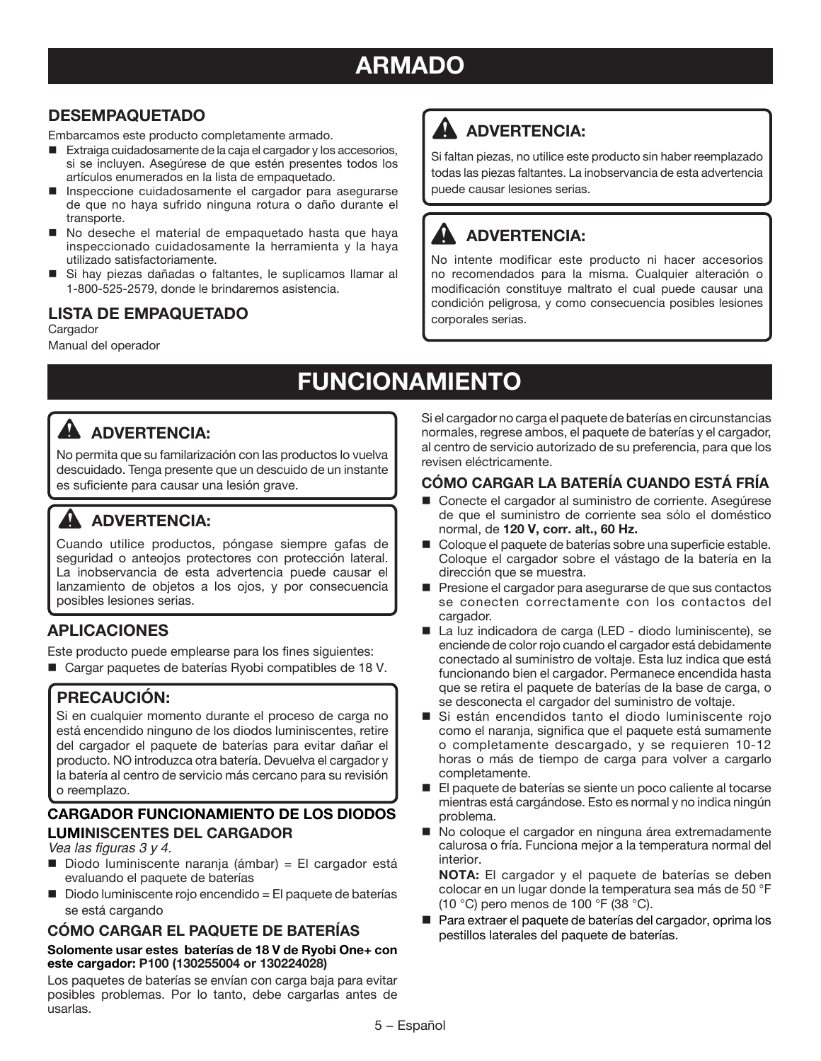# ARMADO

## DESEMPAQUETADO

Embarcamos este producto completamente armado.

- Extraiga cuidadosamente de la caja el cargador y los accesorios, si se incluyen. Asegúrese de que estén presentes todos los artículos enumerados en la lista de empaquetado.
- Inspeccione cuidadosamente el cargador para asegurarse de que no haya sufrido ninguna rotura o daño durante el transporte.
- No deseche el material de empaquetado hasta que haya inspeccionado cuidadosamente la herramienta y la haya utilizado satisfactoriamente.
- Si hay piezas dañadas o faltantes, le suplicamos llamar al 1-800-525-2579, donde le brindaremos asistencia.

## LISTA DE EMPAQUETADO

Cargador
Manual del operador

### ⚠ ADVERTENCIA:

Si faltan piezas, no utilice este producto sin haber reemplazado todas las piezas faltantes. La inobservancia de esta advertencia puede causar lesiones serias.

### ⚠ ADVERTENCIA:

No intente modificar este producto ni hacer accesorios no recomendados para la misma. Cualquier alteración o modificación constituye maltrato el cual puede causar una condición peligrosa, y como consecuencia posibles lesiones corporales serias.

# FUNCIONAMIENTO

### ⚠ ADVERTENCIA:

No permita que su familarización con las productos lo vuelva descuidado. Tenga presente que un descuido de un instante es suficiente para causar una lesión grave.

### ⚠ ADVERTENCIA:

Cuando utilice productos, póngase siempre gafas de seguridad o anteojos protectores con protección lateral. La inobservancia de esta advertencia puede causar el lanzamiento de objetos a los ojos, y por consecuencia posibles lesiones serias.

## APLICACIONES

Este producto puede emplearse para los fines siguientes:

- Cargar paquetes de baterías Ryobi compatibles de 18 V.

### PRECAUCIÓN:

Si en cualquier momento durante el proceso de carga no está encendido ninguno de los diodos luminiscentes, retire del cargador el paquete de baterías para evitar dañar el producto. NO introduzca otra batería. Devuelva el cargador y la batería al centro de servicio más cercano para su revisión o reemplazo.

### CARGADOR FUNCIONAMIENTO DE LOS DIODOS LUMINISCENTES DEL CARGADOR

*Vea las figuras 3 y 4.*

- Diodo luminiscente naranja (ámbar) = El cargador está evaluando el paquete de baterías
- Diodo luminiscente rojo encendido = El paquete de baterías se está cargando

### CÓMO CARGAR EL PAQUETE DE BATERÍAS

**Solomente usar estes baterías de 18 V de Ryobi One+ con este cargador: P100 (130255004 or 130224028)**

Los paquetes de baterías se envían con carga baja para evitar posibles problemas. Por lo tanto, debe cargarlas antes de usarlas.

Si el cargador no carga el paquete de baterías en circunstancias normales, regrese ambos, el paquete de baterías y el cargador, al centro de servicio autorizado de su preferencia, para que los revisen eléctricamente.

### CÓMO CARGAR LA BATERÍA CUANDO ESTÁ FRÍA

- Conecte el cargador al suministro de corriente. Asegúrese de que el suministro de corriente sea sólo el doméstico normal, de **120 V, corr. alt., 60 Hz.**
- Coloque el paquete de baterías sobre una superficie estable. Coloque el cargador sobre el vástago de la batería en la dirección que se muestra.
- Presione el cargador para asegurarse de que sus contactos se conecten correctamente con los contactos del cargador.
- La luz indicadora de carga (LED - diodo luminiscente), se enciende de color rojo cuando el cargador está debidamente conectado al suministro de voltaje. Esta luz indica que está funcionando bien el cargador. Permanece encendida hasta que se retira el paquete de baterías de la base de carga, o se desconecta el cargador del suministro de voltaje.
- Si están encendidos tanto el diodo luminiscente rojo como el naranja, significa que el paquete está sumamente o completamente descargado, y se requieren 10-12 horas o más de tiempo de carga para volver a cargarlo completamente.
- El paquete de baterías se siente un poco caliente al tocarse mientras está cargándose. Esto es normal y no indica ningún problema.
- No coloque el cargador en ninguna área extremadamente calurosa o fría. Funciona mejor a la temperatura normal del interior.

  **NOTA:** El cargador y el paquete de baterías se deben colocar en un lugar donde la temperatura sea más de 50 °F (10 °C) pero menos de 100 °F (38 °C).
- Para extraer el paquete de baterías del cargador, oprima los pestillos laterales del paquete de baterías.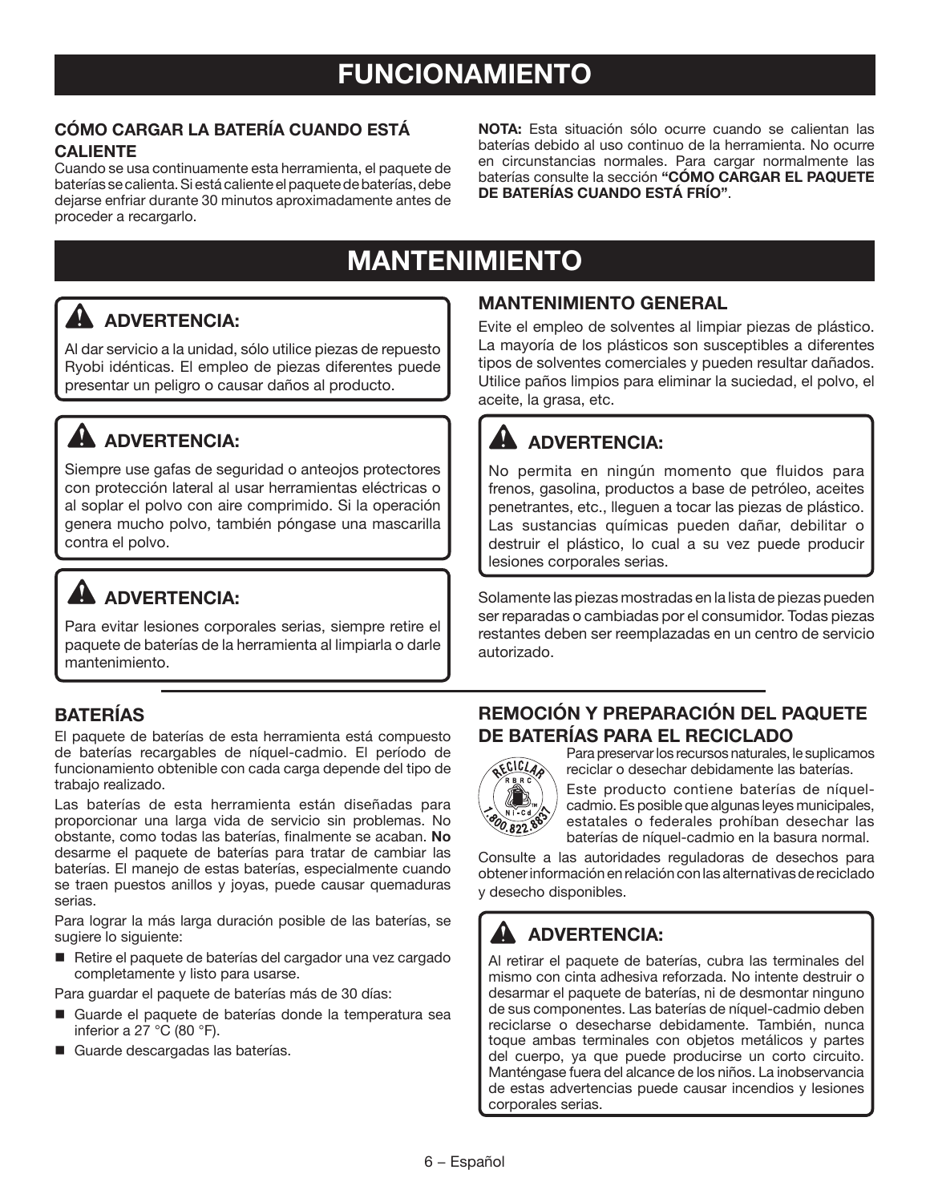# FUNCIONAMIENTO

### CÓMO CARGAR LA BATERÍA CUANDO ESTÁ CALIENTE

Cuando se usa continuamente esta herramienta, el paquete de baterías se calienta. Si está caliente el paquete de baterías, debe dejarse enfriar durante 30 minutos aproximadamente antes de proceder a recargarlo.

**NOTA:** Esta situación sólo ocurre cuando se calientan las baterías debido al uso continuo de la herramienta. No ocurre en circunstancias normales. Para cargar normalmente las baterías consulte la sección **"CÓMO CARGAR EL PAQUETE DE BATERÍAS CUANDO ESTÁ FRÍO"**.

# MANTENIMIENTO

**⚠ ADVERTENCIA:**

Al dar servicio a la unidad, sólo utilice piezas de repuesto Ryobi idénticas. El empleo de piezas diferentes puede presentar un peligro o causar daños al producto.

**⚠ ADVERTENCIA:**

Siempre use gafas de seguridad o anteojos protectores con protección lateral al usar herramientas eléctricas o al soplar el polvo con aire comprimido. Si la operación genera mucho polvo, también póngase una mascarilla contra el polvo.

**⚠ ADVERTENCIA:**

Para evitar lesiones corporales serias, siempre retire el paquete de baterías de la herramienta al limpiarla o darle mantenimiento.

### MANTENIMIENTO GENERAL

Evite el empleo de solventes al limpiar piezas de plástico. La mayoría de los plásticos son susceptibles a diferentes tipos de solventes comerciales y pueden resultar dañados. Utilice paños limpios para eliminar la suciedad, el polvo, el aceite, la grasa, etc.

**⚠ ADVERTENCIA:**

No permita en ningún momento que fluidos para frenos, gasolina, productos a base de petróleo, aceites penetrantes, etc., lleguen a tocar las piezas de plástico. Las sustancias químicas pueden dañar, debilitar o destruir el plástico, lo cual a su vez puede producir lesiones corporales serias.

Solamente las piezas mostradas en la lista de piezas pueden ser reparadas o cambiadas por el consumidor. Todas piezas restantes deben ser reemplazadas en un centro de servicio autorizado.

### BATERÍAS

El paquete de baterías de esta herramienta está compuesto de baterías recargables de níquel-cadmio. El período de funcionamiento obtenible con cada carga depende del tipo de trabajo realizado.

Las baterías de esta herramienta están diseñadas para proporcionar una larga vida de servicio sin problemas. No obstante, como todas las baterías, finalmente se acaban. **No** desarme el paquete de baterías para tratar de cambiar las baterías. El manejo de estas baterías, especialmente cuando se traen puestos anillos y joyas, puede causar quemaduras serias.

Para lograr la más larga duración posible de las baterías, se sugiere lo siguiente:

- Retire el paquete de baterías del cargador una vez cargado completamente y listo para usarse.

Para guardar el paquete de baterías más de 30 días:

- Guarde el paquete de baterías donde la temperatura sea inferior a 27 °C (80 °F).
- Guarde descargadas las baterías.

### REMOCIÓN Y PREPARACIÓN DEL PAQUETE DE BATERÍAS PARA EL RECICLADO

RECICLAR RBRC Ni-Cd 1.800.822.8837

Para preservar los recursos naturales, le suplicamos reciclar o desechar debidamente las baterías.

Este producto contiene baterías de níquel-cadmio. Es posible que algunas leyes municipales, estatales o federales prohíban desechar las baterías de níquel-cadmio en la basura normal.

Consulte a las autoridades reguladoras de desechos para obtener información en relación con las alternativas de reciclado y desecho disponibles.

**⚠ ADVERTENCIA:**

Al retirar el paquete de baterías, cubra las terminales del mismo con cinta adhesiva reforzada. No intente destruir o desarmar el paquete de baterías, ni de desmontar ninguno de sus componentes. Las baterías de níquel-cadmio deben reciclarse o desecharse debidamente. También, nunca toque ambas terminales con objetos metálicos y partes del cuerpo, ya que puede producirse un corto circuito. Manténgase fuera del alcance de los niños. La inobservancia de estas advertencias puede causar incendios y lesiones corporales serias.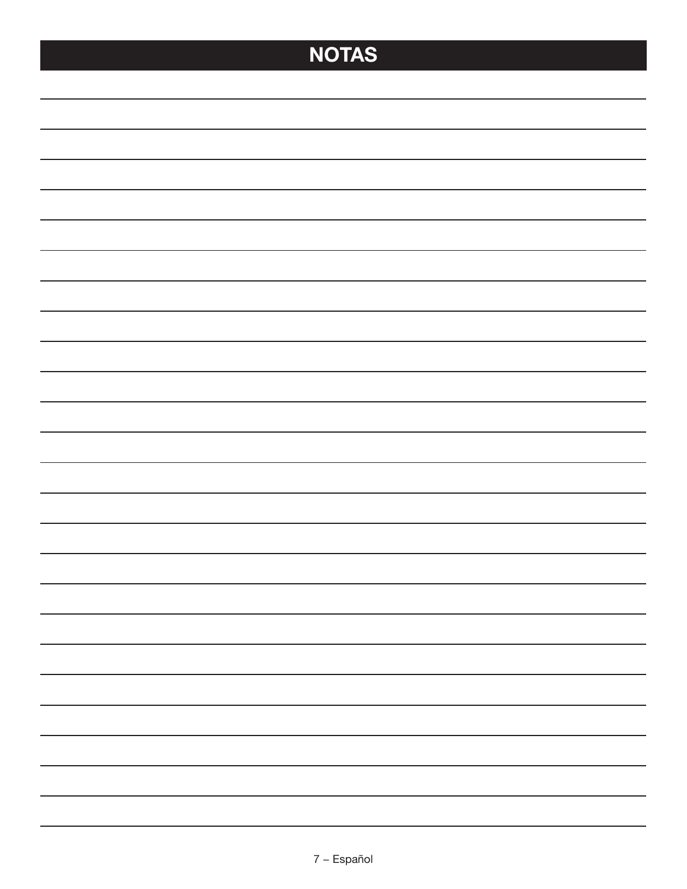# NOTAS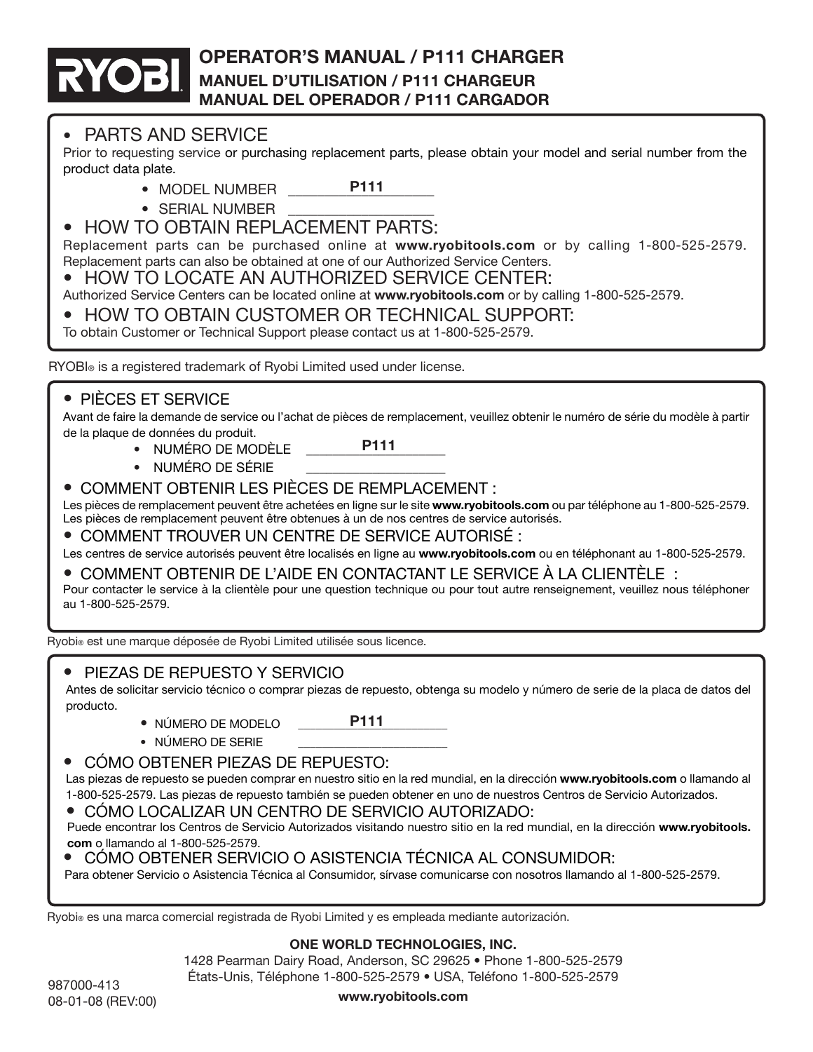**RYOBI**

# OPERATOR'S MANUAL / P111 CHARGER
## MANUEL D'UTILISATION / P111 CHARGEUR
## MANUAL DEL OPERADOR / P111 CARGADOR

- PARTS AND SERVICE

Prior to requesting service or purchasing replacement parts, please obtain your model and serial number from the product data plate.

- MODEL NUMBER \_\_\_\_\_\_ **P111** \_\_\_\_\_\_
- SERIAL NUMBER \_\_\_\_\_\_\_\_\_\_\_\_\_\_\_\_\_\_

- HOW TO OBTAIN REPLACEMENT PARTS:

Replacement parts can be purchased online at **www.ryobitools.com** or by calling 1-800-525-2579. Replacement parts can also be obtained at one of our Authorized Service Centers.

- HOW TO LOCATE AN AUTHORIZED SERVICE CENTER:

Authorized Service Centers can be located online at **www.ryobitools.com** or by calling 1-800-525-2579.

- HOW TO OBTAIN CUSTOMER OR TECHNICAL SUPPORT:

To obtain Customer or Technical Support please contact us at 1-800-525-2579.

RYOBI® is a registered trademark of Ryobi Limited used under license.

- PIÈCES ET SERVICE

Avant de faire la demande de service ou l'achat de pièces de remplacement, veuillez obtenir le numéro de série du modèle à partir de la plaque de données du produit.

- NUMÉRO DE MODÈLE \_\_\_\_\_\_ **P111** \_\_\_\_\_\_
- NUMÉRO DE SÉRIE \_\_\_\_\_\_\_\_\_\_\_\_\_\_\_\_\_\_

- COMMENT OBTENIR LES PIÈCES DE REMPLACEMENT :

Les pièces de remplacement peuvent être achetées en ligne sur le site **www.ryobitools.com** ou par téléphone au 1-800-525-2579. Les pièces de remplacement peuvent être obtenues à un de nos centres de service autorisés.

- COMMENT TROUVER UN CENTRE DE SERVICE AUTORISÉ :

Les centres de service autorisés peuvent être localisés en ligne au **www.ryobitools.com** ou en téléphonant au 1-800-525-2579.

- COMMENT OBTENIR DE L'AIDE EN CONTACTANT LE SERVICE À LA CLIENTÈLE :

Pour contacter le service à la clientèle pour une question technique ou pour tout autre renseignement, veuillez nous téléphoner au 1-800-525-2579.

Ryobi® est une marque déposée de Ryobi Limited utilisée sous licence.

- PIEZAS DE REPUESTO Y SERVICIO

Antes de solicitar servicio técnico o comprar piezas de repuesto, obtenga su modelo y número de serie de la placa de datos del producto.

- NÚMERO DE MODELO \_\_\_\_\_\_ **P111** \_\_\_\_\_\_
- NÚMERO DE SERIE \_\_\_\_\_\_\_\_\_\_\_\_\_\_\_\_\_\_

- CÓMO OBTENER PIEZAS DE REPUESTO:

Las piezas de repuesto se pueden comprar en nuestro sitio en la red mundial, en la dirección **www.ryobitools.com** o llamando al 1-800-525-2579. Las piezas de repuesto también se pueden obtener en uno de nuestros Centros de Servicio Autorizados.

- CÓMO LOCALIZAR UN CENTRO DE SERVICIO AUTORIZADO:

Puede encontrar los Centros de Servicio Autorizados visitando nuestro sitio en la red mundial, en la dirección **www.ryobitools.com** o llamando al 1-800-525-2579.

- CÓMO OBTENER SERVICIO O ASISTENCIA TÉCNICA AL CONSUMIDOR:

Para obtener Servicio o Asistencia Técnica al Consumidor, sírvase comunicarse con nosotros llamando al 1-800-525-2579.

Ryobi® es una marca comercial registrada de Ryobi Limited y es empleada mediante autorización.

**ONE WORLD TECHNOLOGIES, INC.**

1428 Pearman Dairy Road, Anderson, SC 29625 • Phone 1-800-525-2579
États-Unis, Téléphone 1-800-525-2579 • USA, Teléfono 1-800-525-2579

**www.ryobitools.com**

987000-413
08-01-08 (REV:00)